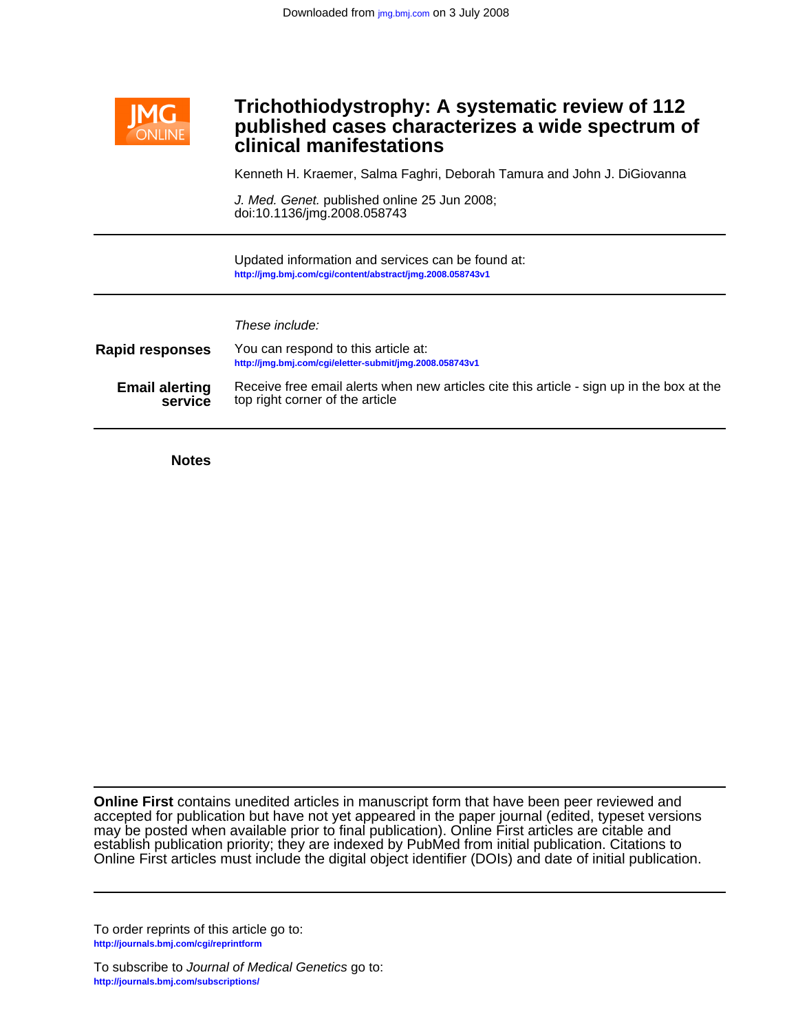Downloaded from jmg.bmj.com on 3 July 2008

# Trichothiodystrophy: A systematic review of 112 published cases characterizes a wide spectrum of clinical manifestations

Kenneth H. Kraemer, Salma Faghri, Deborah Tamura and John J. DiGiovanna

*J. Med. Genet.* published online 25 Jun 2008;
doi:10.1136/jmg.2008.058743

---

Updated information and services can be found at:
http://jmg.bmj.com/cgi/content/abstract/jmg.2008.058743v1

---

*These include:*

**Rapid responses** — You can respond to this article at:
http://jmg.bmj.com/cgi/eletter-submit/jmg.2008.058743v1

**Email alerting service** — Receive free email alerts when new articles cite this article - sign up in the box at the top right corner of the article

---

**Notes**

---

**Online First** contains unedited articles in manuscript form that have been peer reviewed and accepted for publication but have not yet appeared in the paper journal (edited, typeset versions may be posted when available prior to final publication). Online First articles are citable and establish publication priority; they are indexed by PubMed from initial publication. Citations to Online First articles must include the digital object identifier (DOIs) and date of initial publication.

---

To order reprints of this article go to:
http://journals.bmj.com/cgi/reprintform

To subscribe to *Journal of Medical Genetics* go to:
http://journals.bmj.com/subscriptions/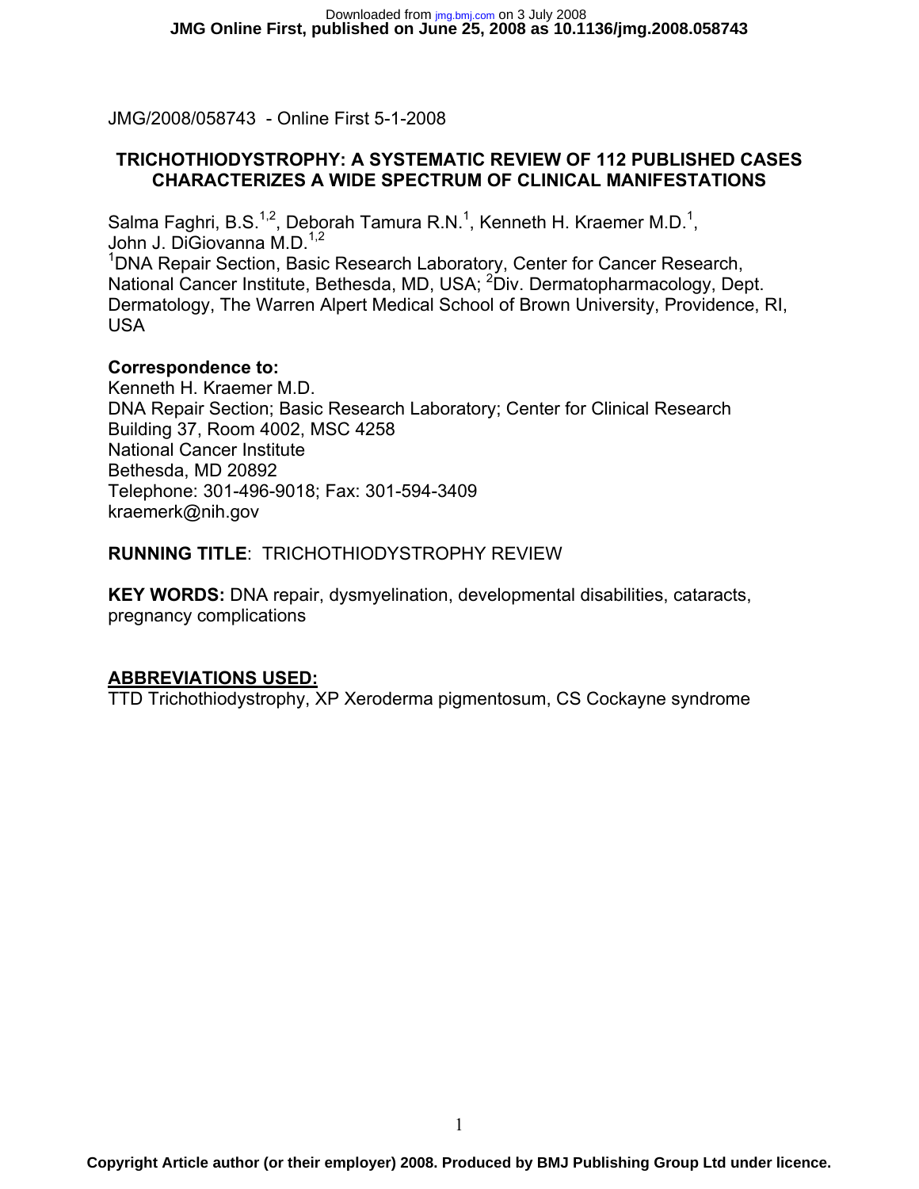JMG/2008/058743 - Online First 5-1-2008

## TRICHOTHIODYSTROPHY: A SYSTEMATIC REVIEW OF 112 PUBLISHED CASES CHARACTERIZES A WIDE SPECTRUM OF CLINICAL MANIFESTATIONS

Salma Faghri, B.S.[1,2], Deborah Tamura R.N.[1], Kenneth H. Kraemer M.D.[1], John J. DiGiovanna M.D.[1,2]

[1]DNA Repair Section, Basic Research Laboratory, Center for Cancer Research, National Cancer Institute, Bethesda, MD, USA; [2]Div. Dermatopharmacology, Dept. Dermatology, The Warren Alpert Medical School of Brown University, Providence, RI, USA

**Correspondence to:**
Kenneth H. Kraemer M.D.
DNA Repair Section; Basic Research Laboratory; Center for Clinical Research
Building 37, Room 4002, MSC 4258
National Cancer Institute
Bethesda, MD 20892
Telephone: 301-496-9018; Fax: 301-594-3409
kraemerk@nih.gov

**RUNNING TITLE**: TRICHOTHIODYSTROPHY REVIEW

**KEY WORDS:** DNA repair, dysmyelination, developmental disabilities, cataracts, pregnancy complications

**ABBREVIATIONS USED:**
TTD Trichothiodystrophy, XP Xeroderma pigmentosum, CS Cockayne syndrome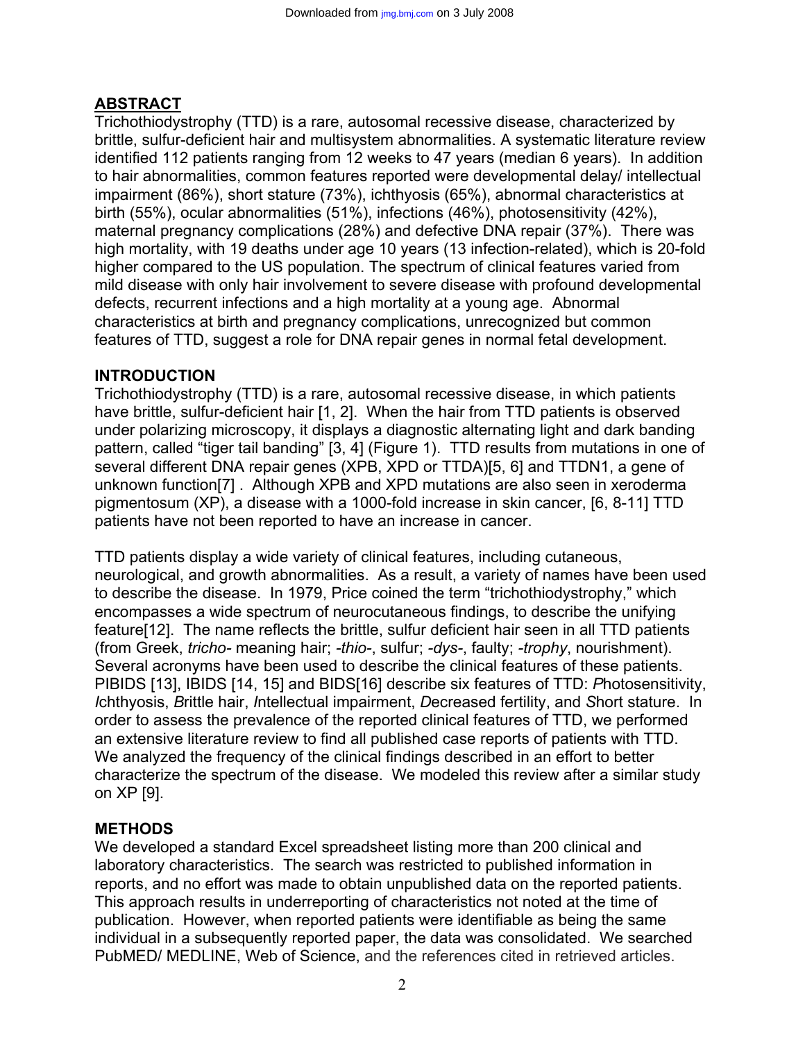## ABSTRACT

Trichothiodystrophy (TTD) is a rare, autosomal recessive disease, characterized by brittle, sulfur-deficient hair and multisystem abnormalities. A systematic literature review identified 112 patients ranging from 12 weeks to 47 years (median 6 years). In addition to hair abnormalities, common features reported were developmental delay/ intellectual impairment (86%), short stature (73%), ichthyosis (65%), abnormal characteristics at birth (55%), ocular abnormalities (51%), infections (46%), photosensitivity (42%), maternal pregnancy complications (28%) and defective DNA repair (37%). There was high mortality, with 19 deaths under age 10 years (13 infection-related), which is 20-fold higher compared to the US population. The spectrum of clinical features varied from mild disease with only hair involvement to severe disease with profound developmental defects, recurrent infections and a high mortality at a young age. Abnormal characteristics at birth and pregnancy complications, unrecognized but common features of TTD, suggest a role for DNA repair genes in normal fetal development.

## INTRODUCTION

Trichothiodystrophy (TTD) is a rare, autosomal recessive disease, in which patients have brittle, sulfur-deficient hair [1, 2]. When the hair from TTD patients is observed under polarizing microscopy, it displays a diagnostic alternating light and dark banding pattern, called "tiger tail banding" [3, 4] (Figure 1). TTD results from mutations in one of several different DNA repair genes (XPB, XPD or TTDA)[5, 6] and TTDN1, a gene of unknown function[7] . Although XPB and XPD mutations are also seen in xeroderma pigmentosum (XP), a disease with a 1000-fold increase in skin cancer, [6, 8-11] TTD patients have not been reported to have an increase in cancer.

TTD patients display a wide variety of clinical features, including cutaneous, neurological, and growth abnormalities. As a result, a variety of names have been used to describe the disease. In 1979, Price coined the term "trichothiodystrophy," which encompasses a wide spectrum of neurocutaneous findings, to describe the unifying feature[12]. The name reflects the brittle, sulfur deficient hair seen in all TTD patients (from Greek, *tricho-* meaning hair; *-thio-*, sulfur; *-dys-*, faulty; *-trophy*, nourishment). Several acronyms have been used to describe the clinical features of these patients. PIBIDS [13], IBIDS [14, 15] and BIDS[16] describe six features of TTD: *P*hotosensitivity, *I*chthyosis, *B*rittle hair, *I*ntellectual impairment, *D*ecreased fertility, and *S*hort stature. In order to assess the prevalence of the reported clinical features of TTD, we performed an extensive literature review to find all published case reports of patients with TTD. We analyzed the frequency of the clinical findings described in an effort to better characterize the spectrum of the disease. We modeled this review after a similar study on XP [9].

## METHODS

We developed a standard Excel spreadsheet listing more than 200 clinical and laboratory characteristics. The search was restricted to published information in reports, and no effort was made to obtain unpublished data on the reported patients. This approach results in underreporting of characteristics not noted at the time of publication. However, when reported patients were identifiable as being the same individual in a subsequently reported paper, the data was consolidated. We searched PubMED/ MEDLINE, Web of Science, and the references cited in retrieved articles.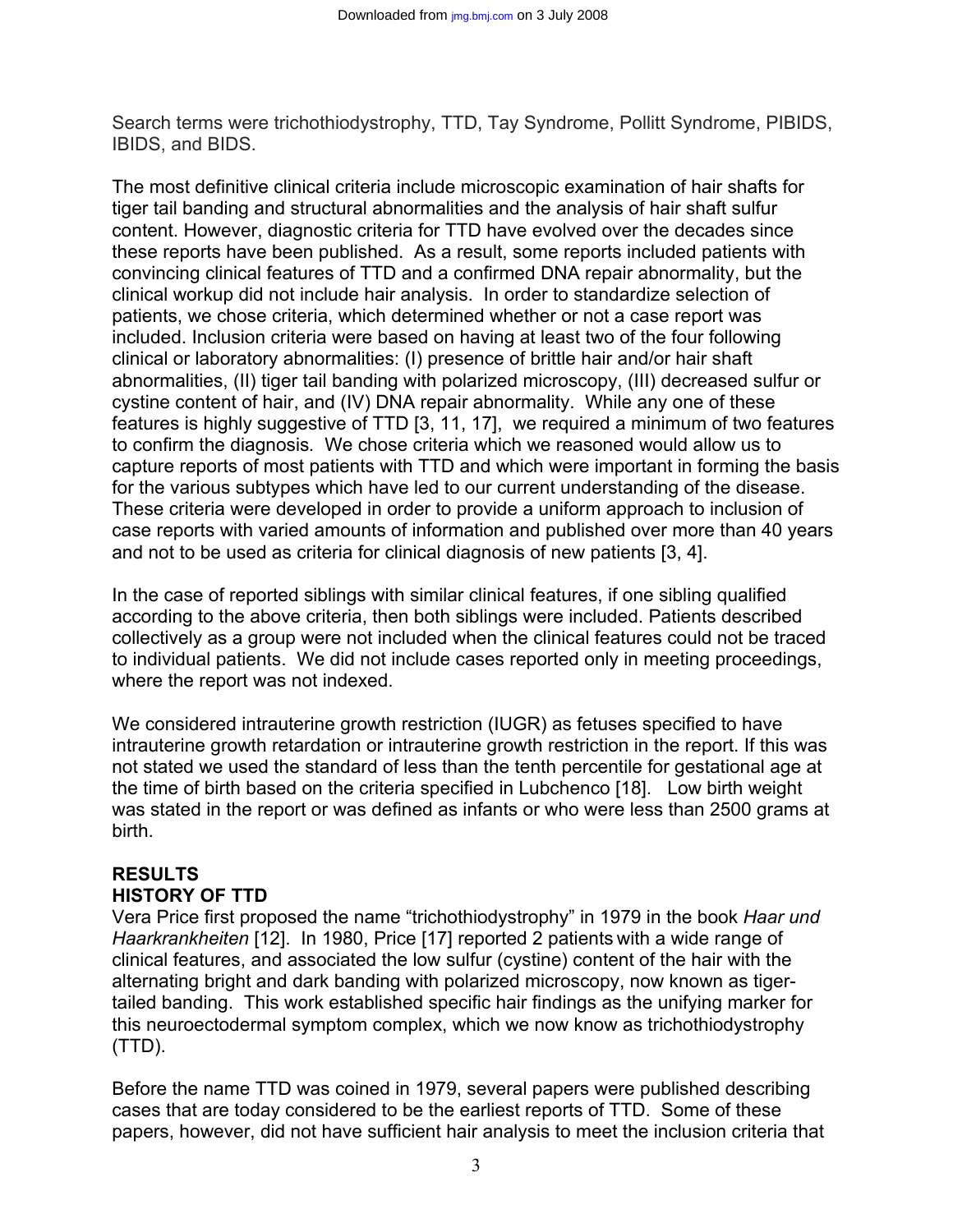Search terms were trichothiodystrophy, TTD, Tay Syndrome, Pollitt Syndrome, PIBIDS, IBIDS, and BIDS.

The most definitive clinical criteria include microscopic examination of hair shafts for tiger tail banding and structural abnormalities and the analysis of hair shaft sulfur content. However, diagnostic criteria for TTD have evolved over the decades since these reports have been published. As a result, some reports included patients with convincing clinical features of TTD and a confirmed DNA repair abnormality, but the clinical workup did not include hair analysis. In order to standardize selection of patients, we chose criteria, which determined whether or not a case report was included. Inclusion criteria were based on having at least two of the four following clinical or laboratory abnormalities: (I) presence of brittle hair and/or hair shaft abnormalities, (II) tiger tail banding with polarized microscopy, (III) decreased sulfur or cystine content of hair, and (IV) DNA repair abnormality. While any one of these features is highly suggestive of TTD [3, 11, 17], we required a minimum of two features to confirm the diagnosis. We chose criteria which we reasoned would allow us to capture reports of most patients with TTD and which were important in forming the basis for the various subtypes which have led to our current understanding of the disease. These criteria were developed in order to provide a uniform approach to inclusion of case reports with varied amounts of information and published over more than 40 years and not to be used as criteria for clinical diagnosis of new patients [3, 4].

In the case of reported siblings with similar clinical features, if one sibling qualified according to the above criteria, then both siblings were included. Patients described collectively as a group were not included when the clinical features could not be traced to individual patients. We did not include cases reported only in meeting proceedings, where the report was not indexed.

We considered intrauterine growth restriction (IUGR) as fetuses specified to have intrauterine growth retardation or intrauterine growth restriction in the report. If this was not stated we used the standard of less than the tenth percentile for gestational age at the time of birth based on the criteria specified in Lubchenco [18]. Low birth weight was stated in the report or was defined as infants or who were less than 2500 grams at birth.

## RESULTS

### HISTORY OF TTD

Vera Price first proposed the name "trichothiodystrophy" in 1979 in the book *Haar und Haarkrankheiten* [12]. In 1980, Price [17] reported 2 patients with a wide range of clinical features, and associated the low sulfur (cystine) content of the hair with the alternating bright and dark banding with polarized microscopy, now known as tiger-tailed banding. This work established specific hair findings as the unifying marker for this neuroectodermal symptom complex, which we now know as trichothiodystrophy (TTD).

Before the name TTD was coined in 1979, several papers were published describing cases that are today considered to be the earliest reports of TTD. Some of these papers, however, did not have sufficient hair analysis to meet the inclusion criteria that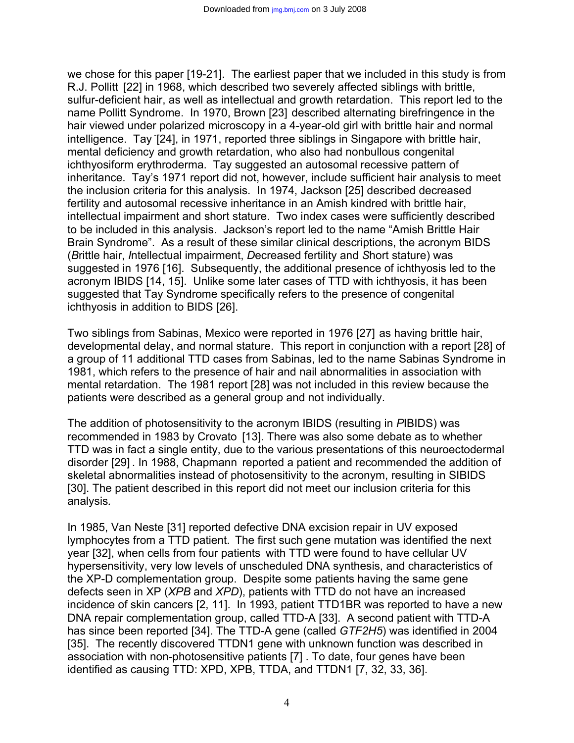we chose for this paper [19-21]. The earliest paper that we included in this study is from R.J. Pollitt [22] in 1968, which described two severely affected siblings with brittle, sulfur-deficient hair, as well as intellectual and growth retardation. This report led to the name Pollitt Syndrome. In 1970, Brown [23] described alternating birefringence in the hair viewed under polarized microscopy in a 4-year-old girl with brittle hair and normal intelligence. Tay [24], in 1971, reported three siblings in Singapore with brittle hair, mental deficiency and growth retardation, who also had nonbullous congenital ichthyosiform erythroderma. Tay suggested an autosomal recessive pattern of inheritance. Tay's 1971 report did not, however, include sufficient hair analysis to meet the inclusion criteria for this analysis. In 1974, Jackson [25] described decreased fertility and autosomal recessive inheritance in an Amish kindred with brittle hair, intellectual impairment and short stature. Two index cases were sufficiently described to be included in this analysis. Jackson's report led to the name "Amish Brittle Hair Brain Syndrome". As a result of these similar clinical descriptions, the acronym BIDS (*B*rittle hair, *I*ntellectual impairment, *D*ecreased fertility and *S*hort stature) was suggested in 1976 [16]. Subsequently, the additional presence of ichthyosis led to the acronym IBIDS [14, 15]. Unlike some later cases of TTD with ichthyosis, it has been suggested that Tay Syndrome specifically refers to the presence of congenital ichthyosis in addition to BIDS [26].

Two siblings from Sabinas, Mexico were reported in 1976 [27] as having brittle hair, developmental delay, and normal stature. This report in conjunction with a report [28] of a group of 11 additional TTD cases from Sabinas, led to the name Sabinas Syndrome in 1981, which refers to the presence of hair and nail abnormalities in association with mental retardation. The 1981 report [28] was not included in this review because the patients were described as a general group and not individually.

The addition of photosensitivity to the acronym IBIDS (resulting in *P*IBIDS) was recommended in 1983 by Crovato [13]. There was also some debate as to whether TTD was in fact a single entity, due to the various presentations of this neuroectodermal disorder [29]. In 1988, Chapmann reported a patient and recommended the addition of skeletal abnormalities instead of photosensitivity to the acronym, resulting in SIBIDS [30]. The patient described in this report did not meet our inclusion criteria for this analysis.

In 1985, Van Neste [31] reported defective DNA excision repair in UV exposed lymphocytes from a TTD patient. The first such gene mutation was identified the next year [32], when cells from four patients with TTD were found to have cellular UV hypersensitivity, very low levels of unscheduled DNA synthesis, and characteristics of the XP-D complementation group. Despite some patients having the same gene defects seen in XP (*XPB* and *XPD*), patients with TTD do not have an increased incidence of skin cancers [2, 11]. In 1993, patient TTD1BR was reported to have a new DNA repair complementation group, called TTD-A [33]. A second patient with TTD-A has since been reported [34]. The TTD-A gene (called *GTF2H5*) was identified in 2004 [35]. The recently discovered TTDN1 gene with unknown function was described in association with non-photosensitive patients [7]. To date, four genes have been identified as causing TTD: XPD, XPB, TTDA, and TTDN1 [7, 32, 33, 36].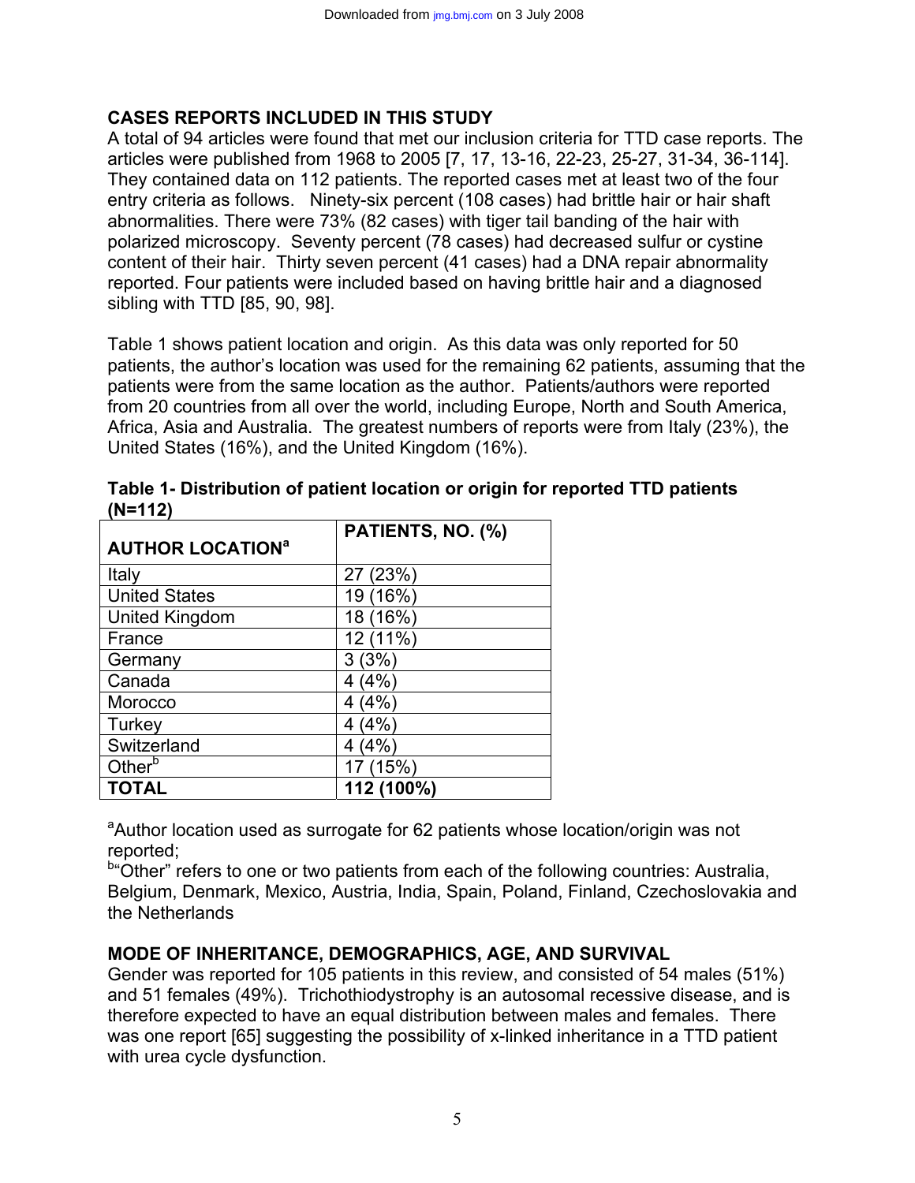## CASES REPORTS INCLUDED IN THIS STUDY

A total of 94 articles were found that met our inclusion criteria for TTD case reports. The articles were published from 1968 to 2005 [7, 17, 13-16, 22-23, 25-27, 31-34, 36-114]. They contained data on 112 patients. The reported cases met at least two of the four entry criteria as follows. Ninety-six percent (108 cases) had brittle hair or hair shaft abnormalities. There were 73% (82 cases) with tiger tail banding of the hair with polarized microscopy. Seventy percent (78 cases) had decreased sulfur or cystine content of their hair. Thirty seven percent (41 cases) had a DNA repair abnormality reported. Four patients were included based on having brittle hair and a diagnosed sibling with TTD [85, 90, 98].

Table 1 shows patient location and origin. As this data was only reported for 50 patients, the author's location was used for the remaining 62 patients, assuming that the patients were from the same location as the author. Patients/authors were reported from 20 countries from all over the world, including Europe, North and South America, Africa, Asia and Australia. The greatest numbers of reports were from Italy (23%), the United States (16%), and the United Kingdom (16%).

**Table 1- Distribution of patient location or origin for reported TTD patients (N=112)**

| AUTHOR LOCATION[a] | PATIENTS, NO. (%) |
|---|---|
| Italy | 27 (23%) |
| United States | 19 (16%) |
| United Kingdom | 18 (16%) |
| France | 12 (11%) |
| Germany | 3 (3%) |
| Canada | 4 (4%) |
| Morocco | 4 (4%) |
| Turkey | 4 (4%) |
| Switzerland | 4 (4%) |
| Other[b] | 17 (15%) |
| **TOTAL** | **112 (100%)** |

[a]Author location used as surrogate for 62 patients whose location/origin was not reported;
[b]"Other" refers to one or two patients from each of the following countries: Australia, Belgium, Denmark, Mexico, Austria, India, Spain, Poland, Finland, Czechoslovakia and the Netherlands

## MODE OF INHERITANCE, DEMOGRAPHICS, AGE, AND SURVIVAL

Gender was reported for 105 patients in this review, and consisted of 54 males (51%) and 51 females (49%). Trichothiodystrophy is an autosomal recessive disease, and is therefore expected to have an equal distribution between males and females. There was one report [65] suggesting the possibility of x-linked inheritance in a TTD patient with urea cycle dysfunction.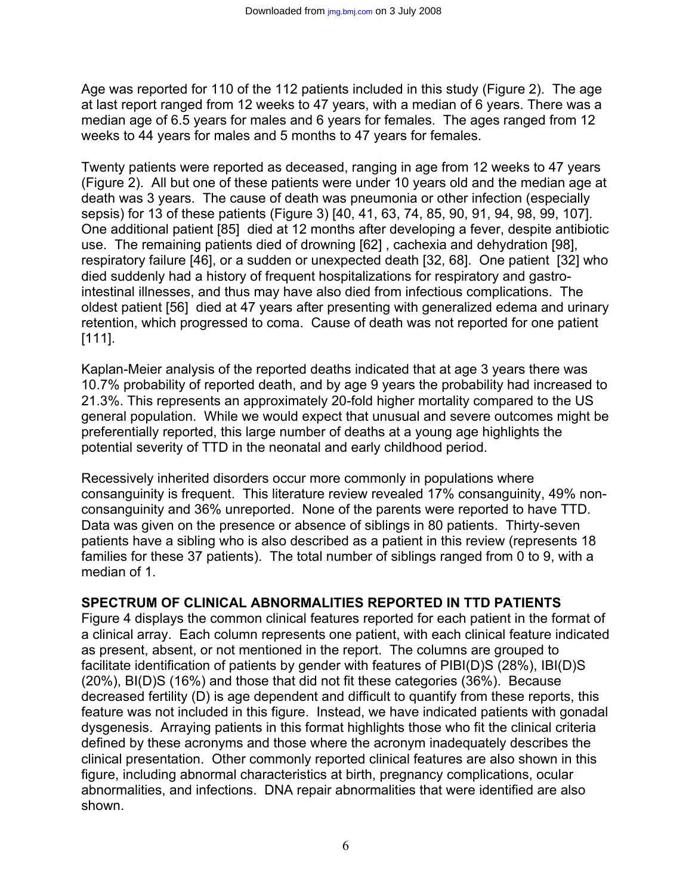Age was reported for 110 of the 112 patients included in this study (Figure 2). The age at last report ranged from 12 weeks to 47 years, with a median of 6 years. There was a median age of 6.5 years for males and 6 years for females. The ages ranged from 12 weeks to 44 years for males and 5 months to 47 years for females.

Twenty patients were reported as deceased, ranging in age from 12 weeks to 47 years (Figure 2). All but one of these patients were under 10 years old and the median age at death was 3 years. The cause of death was pneumonia or other infection (especially sepsis) for 13 of these patients (Figure 3) [40, 41, 63, 74, 85, 90, 91, 94, 98, 99, 107]. One additional patient [85] died at 12 months after developing a fever, despite antibiotic use. The remaining patients died of drowning [62] , cachexia and dehydration [98], respiratory failure [46], or a sudden or unexpected death [32, 68]. One patient [32] who died suddenly had a history of frequent hospitalizations for respiratory and gastro-intestinal illnesses, and thus may have also died from infectious complications. The oldest patient [56] died at 47 years after presenting with generalized edema and urinary retention, which progressed to coma. Cause of death was not reported for one patient [111].

Kaplan-Meier analysis of the reported deaths indicated that at age 3 years there was 10.7% probability of reported death, and by age 9 years the probability had increased to 21.3%. This represents an approximately 20-fold higher mortality compared to the US general population. While we would expect that unusual and severe outcomes might be preferentially reported, this large number of deaths at a young age highlights the potential severity of TTD in the neonatal and early childhood period.

Recessively inherited disorders occur more commonly in populations where consanguinity is frequent. This literature review revealed 17% consanguinity, 49% non-consanguinity and 36% unreported. None of the parents were reported to have TTD. Data was given on the presence or absence of siblings in 80 patients. Thirty-seven patients have a sibling who is also described as a patient in this review (represents 18 families for these 37 patients). The total number of siblings ranged from 0 to 9, with a median of 1.

## SPECTRUM OF CLINICAL ABNORMALITIES REPORTED IN TTD PATIENTS

Figure 4 displays the common clinical features reported for each patient in the format of a clinical array. Each column represents one patient, with each clinical feature indicated as present, absent, or not mentioned in the report. The columns are grouped to facilitate identification of patients by gender with features of PIBI(D)S (28%), IBI(D)S (20%), BI(D)S (16%) and those that did not fit these categories (36%). Because decreased fertility (D) is age dependent and difficult to quantify from these reports, this feature was not included in this figure. Instead, we have indicated patients with gonadal dysgenesis. Arraying patients in this format highlights those who fit the clinical criteria defined by these acronyms and those where the acronym inadequately describes the clinical presentation. Other commonly reported clinical features are also shown in this figure, including abnormal characteristics at birth, pregnancy complications, ocular abnormalities, and infections. DNA repair abnormalities that were identified are also shown.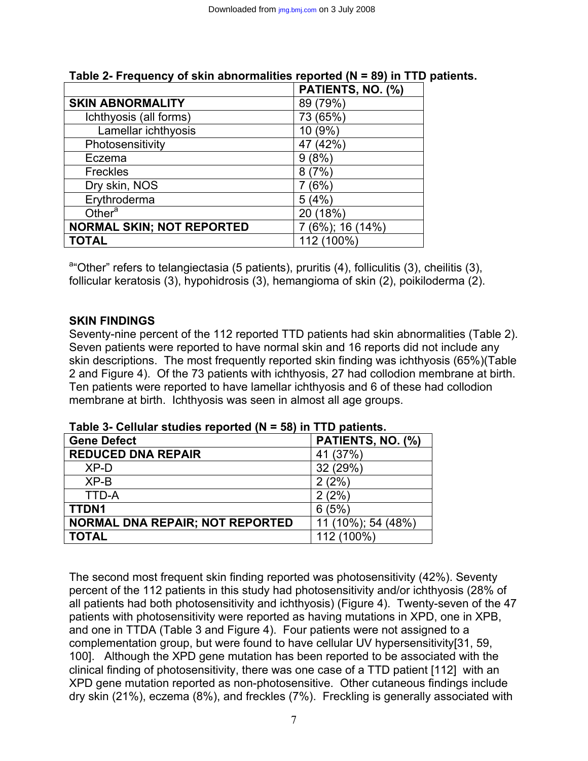**Table 2- Frequency of skin abnormalities reported (N = 89) in TTD patients.**

| | PATIENTS, NO. (%) |
|---|---|
| **SKIN ABNORMALITY** | 89 (79%) |
| Ichthyosis (all forms) | 73 (65%) |
| Lamellar ichthyosis | 10 (9%) |
| Photosensitivity | 47 (42%) |
| Eczema | 9 (8%) |
| Freckles | 8 (7%) |
| Dry skin, NOS | 7 (6%) |
| Erythroderma | 5 (4%) |
| Other[a] | 20 (18%) |
| **NORMAL SKIN; NOT REPORTED** | 7 (6%); 16 (14%) |
| **TOTAL** | 112 (100%) |

[a]"Other" refers to telangiectasia (5 patients), pruritis (4), folliculitis (3), cheilitis (3), follicular keratosis (3), hypohidrosis (3), hemangioma of skin (2), poikiloderma (2).

**SKIN FINDINGS**

Seventy-nine percent of the 112 reported TTD patients had skin abnormalities (Table 2). Seven patients were reported to have normal skin and 16 reports did not include any skin descriptions. The most frequently reported skin finding was ichthyosis (65%)(Table 2 and Figure 4). Of the 73 patients with ichthyosis, 27 had collodion membrane at birth. Ten patients were reported to have lamellar ichthyosis and 6 of these had collodion membrane at birth. Ichthyosis was seen in almost all age groups.

**Table 3- Cellular studies reported (N = 58) in TTD patients.**

| Gene Defect | PATIENTS, NO. (%) |
|---|---|
| **REDUCED DNA REPAIR** | 41 (37%) |
| XP-D | 32 (29%) |
| XP-B | 2 (2%) |
| TTD-A | 2 (2%) |
| **TTDN1** | 6 (5%) |
| **NORMAL DNA REPAIR; NOT REPORTED** | 11 (10%); 54 (48%) |
| **TOTAL** | 112 (100%) |

The second most frequent skin finding reported was photosensitivity (42%). Seventy percent of the 112 patients in this study had photosensitivity and/or ichthyosis (28% of all patients had both photosensitivity and ichthyosis) (Figure 4). Twenty-seven of the 47 patients with photosensitivity were reported as having mutations in XPD, one in XPB, and one in TTDA (Table 3 and Figure 4). Four patients were not assigned to a complementation group, but were found to have cellular UV hypersensitivity[31, 59, 100]. Although the XPD gene mutation has been reported to be associated with the clinical finding of photosensitivity, there was one case of a TTD patient [112] with an XPD gene mutation reported as non-photosensitive. Other cutaneous findings include dry skin (21%), eczema (8%), and freckles (7%). Freckling is generally associated with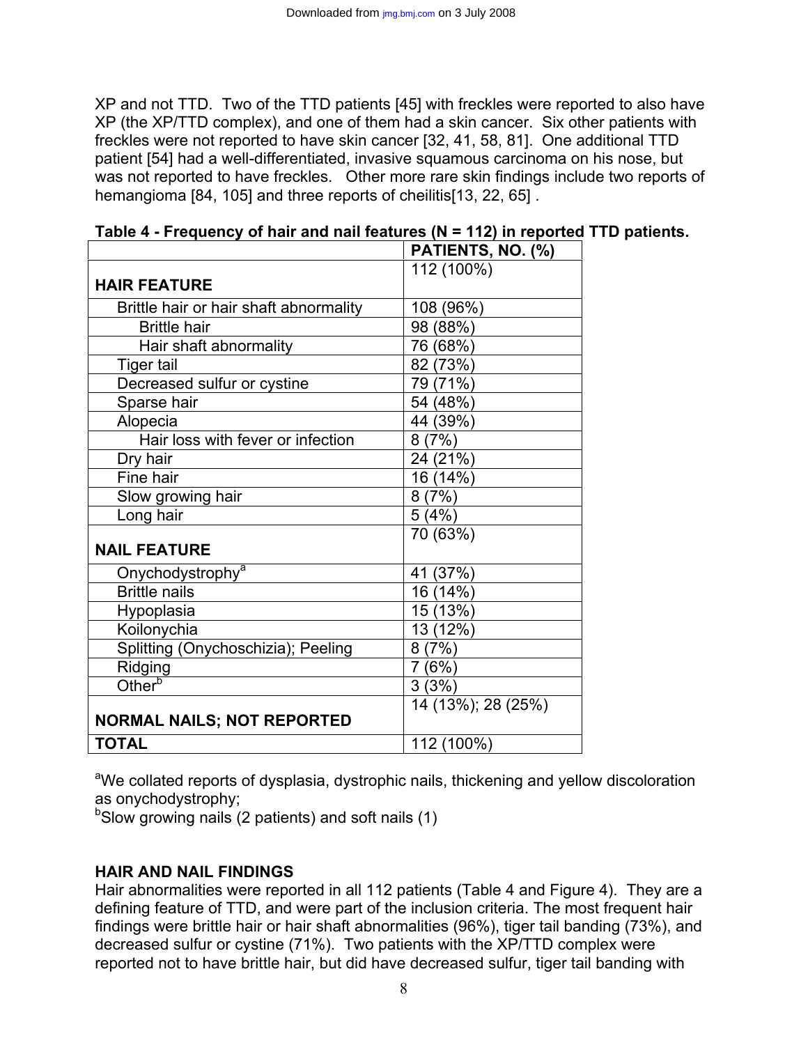XP and not TTD. Two of the TTD patients [45] with freckles were reported to also have XP (the XP/TTD complex), and one of them had a skin cancer. Six other patients with freckles were not reported to have skin cancer [32, 41, 58, 81]. One additional TTD patient [54] had a well-differentiated, invasive squamous carcinoma on his nose, but was not reported to have freckles. Other more rare skin findings include two reports of hemangioma [84, 105] and three reports of cheilitis[13, 22, 65] .

**Table 4 - Frequency of hair and nail features (N = 112) in reported TTD patients.**

| | PATIENTS, NO. (%) |
|---|---|
| **HAIR FEATURE** | 112 (100%) |
| Brittle hair or hair shaft abnormality | 108 (96%) |
| Brittle hair | 98 (88%) |
| Hair shaft abnormality | 76 (68%) |
| Tiger tail | 82 (73%) |
| Decreased sulfur or cystine | 79 (71%) |
| Sparse hair | 54 (48%) |
| Alopecia | 44 (39%) |
| Hair loss with fever or infection | 8 (7%) |
| Dry hair | 24 (21%) |
| Fine hair | 16 (14%) |
| Slow growing hair | 8 (7%) |
| Long hair | 5 (4%) |
| **NAIL FEATURE** | 70 (63%) |
| Onychodystrophy[a] | 41 (37%) |
| Brittle nails | 16 (14%) |
| Hypoplasia | 15 (13%) |
| Koilonychia | 13 (12%) |
| Splitting (Onychoschizia); Peeling | 8 (7%) |
| Ridging | 7 (6%) |
| Other[b] | 3 (3%) |
| **NORMAL NAILS; NOT REPORTED** | 14 (13%); 28 (25%) |
| **TOTAL** | 112 (100%) |

[a]We collated reports of dysplasia, dystrophic nails, thickening and yellow discoloration as onychodystrophy;
[b]Slow growing nails (2 patients) and soft nails (1)

## HAIR AND NAIL FINDINGS

Hair abnormalities were reported in all 112 patients (Table 4 and Figure 4). They are a defining feature of TTD, and were part of the inclusion criteria. The most frequent hair findings were brittle hair or hair shaft abnormalities (96%), tiger tail banding (73%), and decreased sulfur or cystine (71%). Two patients with the XP/TTD complex were reported not to have brittle hair, but did have decreased sulfur, tiger tail banding with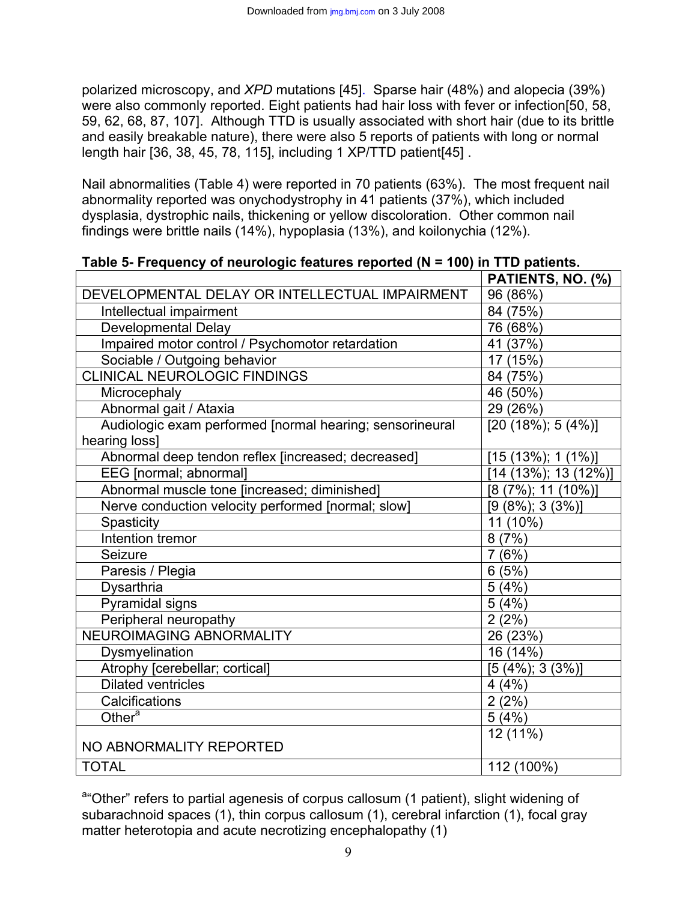polarized microscopy, and *XPD* mutations [45]. Sparse hair (48%) and alopecia (39%) were also commonly reported. Eight patients had hair loss with fever or infection[50, 58, 59, 62, 68, 87, 107]. Although TTD is usually associated with short hair (due to its brittle and easily breakable nature), there were also 5 reports of patients with long or normal length hair [36, 38, 45, 78, 115], including 1 XP/TTD patient[45] .

Nail abnormalities (Table 4) were reported in 70 patients (63%). The most frequent nail abnormality reported was onychodystrophy in 41 patients (37%), which included dysplasia, dystrophic nails, thickening or yellow discoloration. Other common nail findings were brittle nails (14%), hypoplasia (13%), and koilonychia (12%).

**Table 5- Frequency of neurologic features reported (N = 100) in TTD patients.**

| | PATIENTS, NO. (%) |
|---|---|
| DEVELOPMENTAL DELAY OR INTELLECTUAL IMPAIRMENT | 96 (86%) |
| Intellectual impairment | 84 (75%) |
| Developmental Delay | 76 (68%) |
| Impaired motor control / Psychomotor retardation | 41 (37%) |
| Sociable / Outgoing behavior | 17 (15%) |
| CLINICAL NEUROLOGIC FINDINGS | 84 (75%) |
| Microcephaly | 46 (50%) |
| Abnormal gait / Ataxia | 29 (26%) |
| Audiologic exam performed [normal hearing; sensorineural hearing loss] | [20 (18%); 5 (4%)] |
| Abnormal deep tendon reflex [increased; decreased] | [15 (13%); 1 (1%)] |
| EEG [normal; abnormal] | [14 (13%); 13 (12%)] |
| Abnormal muscle tone [increased; diminished] | [8 (7%); 11 (10%)] |
| Nerve conduction velocity performed [normal; slow] | [9 (8%); 3 (3%)] |
| Spasticity | 11 (10%) |
| Intention tremor | 8 (7%) |
| Seizure | 7 (6%) |
| Paresis / Plegia | 6 (5%) |
| Dysarthria | 5 (4%) |
| Pyramidal signs | 5 (4%) |
| Peripheral neuropathy | 2 (2%) |
| NEUROIMAGING ABNORMALITY | 26 (23%) |
| Dysmyelination | 16 (14%) |
| Atrophy [cerebellar; cortical] | [5 (4%); 3 (3%)] |
| Dilated ventricles | 4 (4%) |
| Calcifications | 2 (2%) |
| Other[a] | 5 (4%) |
| NO ABNORMALITY REPORTED | 12 (11%) |
| TOTAL | 112 (100%) |

[a]"Other" refers to partial agenesis of corpus callosum (1 patient), slight widening of subarachnoid spaces (1), thin corpus callosum (1), cerebral infarction (1), focal gray matter heterotopia and acute necrotizing encephalopathy (1)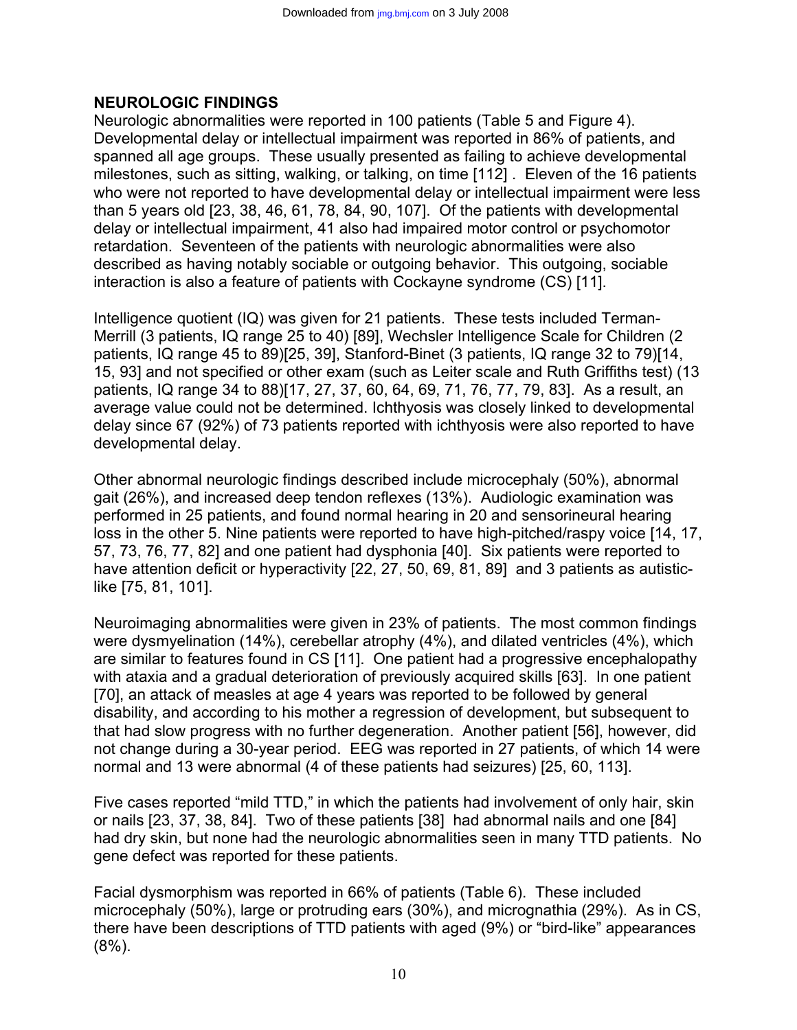## NEUROLOGIC FINDINGS

Neurologic abnormalities were reported in 100 patients (Table 5 and Figure 4). Developmental delay or intellectual impairment was reported in 86% of patients, and spanned all age groups. These usually presented as failing to achieve developmental milestones, such as sitting, walking, or talking, on time [112] . Eleven of the 16 patients who were not reported to have developmental delay or intellectual impairment were less than 5 years old [23, 38, 46, 61, 78, 84, 90, 107]. Of the patients with developmental delay or intellectual impairment, 41 also had impaired motor control or psychomotor retardation. Seventeen of the patients with neurologic abnormalities were also described as having notably sociable or outgoing behavior. This outgoing, sociable interaction is also a feature of patients with Cockayne syndrome (CS) [11].

Intelligence quotient (IQ) was given for 21 patients. These tests included Terman-Merrill (3 patients, IQ range 25 to 40) [89], Wechsler Intelligence Scale for Children (2 patients, IQ range 45 to 89)[25, 39], Stanford-Binet (3 patients, IQ range 32 to 79)[14, 15, 93] and not specified or other exam (such as Leiter scale and Ruth Griffiths test) (13 patients, IQ range 34 to 88)[17, 27, 37, 60, 64, 69, 71, 76, 77, 79, 83]. As a result, an average value could not be determined. Ichthyosis was closely linked to developmental delay since 67 (92%) of 73 patients reported with ichthyosis were also reported to have developmental delay.

Other abnormal neurologic findings described include microcephaly (50%), abnormal gait (26%), and increased deep tendon reflexes (13%). Audiologic examination was performed in 25 patients, and found normal hearing in 20 and sensorineural hearing loss in the other 5. Nine patients were reported to have high-pitched/raspy voice [14, 17, 57, 73, 76, 77, 82] and one patient had dysphonia [40]. Six patients were reported to have attention deficit or hyperactivity [22, 27, 50, 69, 81, 89] and 3 patients as autistic-like [75, 81, 101].

Neuroimaging abnormalities were given in 23% of patients. The most common findings were dysmyelination (14%), cerebellar atrophy (4%), and dilated ventricles (4%), which are similar to features found in CS [11]. One patient had a progressive encephalopathy with ataxia and a gradual deterioration of previously acquired skills [63]. In one patient [70], an attack of measles at age 4 years was reported to be followed by general disability, and according to his mother a regression of development, but subsequent to that had slow progress with no further degeneration. Another patient [56], however, did not change during a 30-year period. EEG was reported in 27 patients, of which 14 were normal and 13 were abnormal (4 of these patients had seizures) [25, 60, 113].

Five cases reported "mild TTD," in which the patients had involvement of only hair, skin or nails [23, 37, 38, 84]. Two of these patients [38] had abnormal nails and one [84] had dry skin, but none had the neurologic abnormalities seen in many TTD patients. No gene defect was reported for these patients.

Facial dysmorphism was reported in 66% of patients (Table 6). These included microcephaly (50%), large or protruding ears (30%), and micrognathia (29%). As in CS, there have been descriptions of TTD patients with aged (9%) or "bird-like" appearances (8%).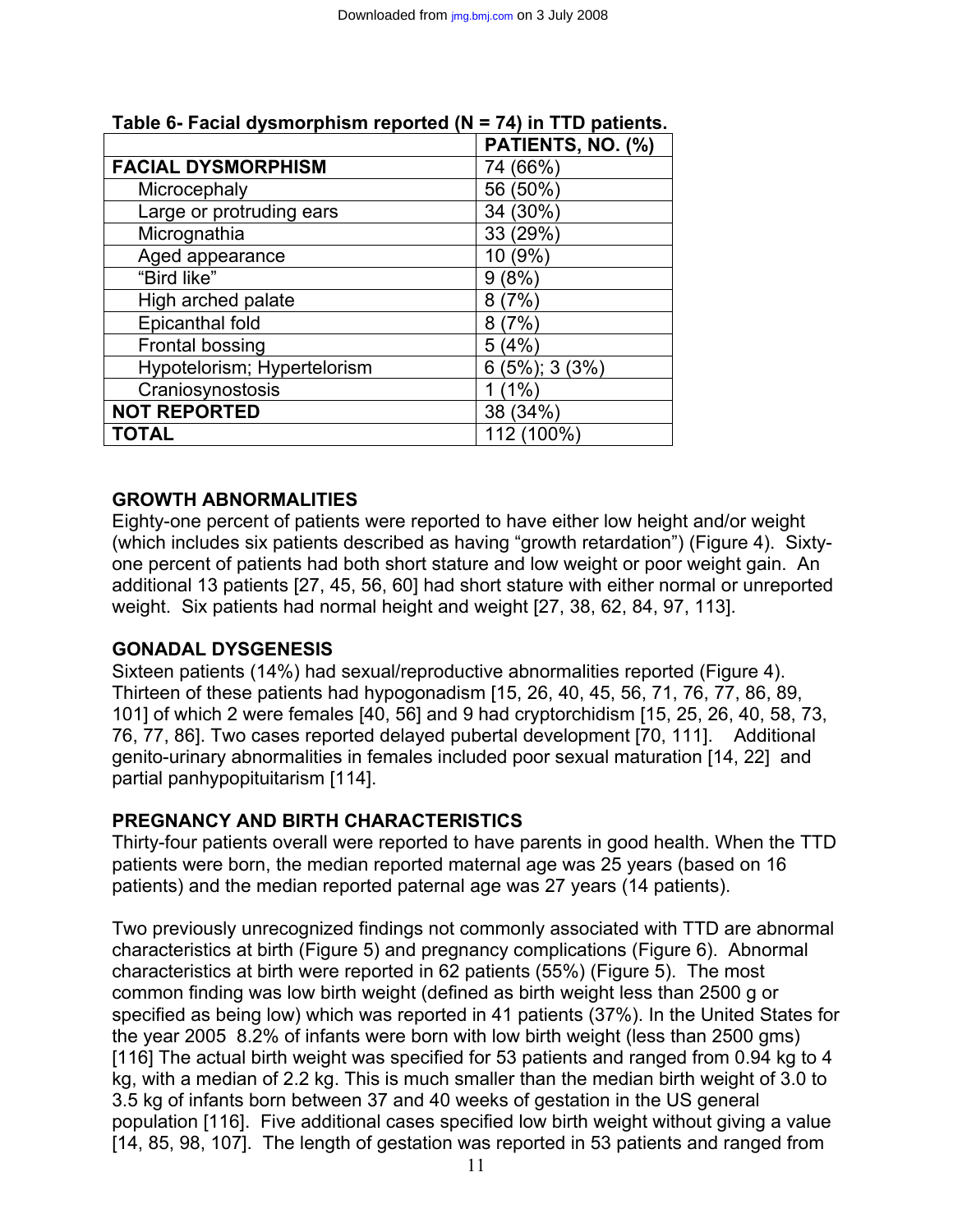**Table 6- Facial dysmorphism reported (N = 74) in TTD patients.**

| | PATIENTS, NO. (%) |
|---|---|
| **FACIAL DYSMORPHISM** | 74 (66%) |
| Microcephaly | 56 (50%) |
| Large or protruding ears | 34 (30%) |
| Micrognathia | 33 (29%) |
| Aged appearance | 10 (9%) |
| "Bird like" | 9 (8%) |
| High arched palate | 8 (7%) |
| Epicanthal fold | 8 (7%) |
| Frontal bossing | 5 (4%) |
| Hypotelorism; Hypertelorism | 6 (5%); 3 (3%) |
| Craniosynostosis | 1 (1%) |
| **NOT REPORTED** | 38 (34%) |
| **TOTAL** | 112 (100%) |

## GROWTH ABNORMALITIES

Eighty-one percent of patients were reported to have either low height and/or weight (which includes six patients described as having "growth retardation") (Figure 4). Sixty-one percent of patients had both short stature and low weight or poor weight gain. An additional 13 patients [27, 45, 56, 60] had short stature with either normal or unreported weight. Six patients had normal height and weight [27, 38, 62, 84, 97, 113].

## GONADAL DYSGENESIS

Sixteen patients (14%) had sexual/reproductive abnormalities reported (Figure 4). Thirteen of these patients had hypogonadism [15, 26, 40, 45, 56, 71, 76, 77, 86, 89, 101] of which 2 were females [40, 56] and 9 had cryptorchidism [15, 25, 26, 40, 58, 73, 76, 77, 86]. Two cases reported delayed pubertal development [70, 111]. Additional genito-urinary abnormalities in females included poor sexual maturation [14, 22] and partial panhypopituitarism [114].

## PREGNANCY AND BIRTH CHARACTERISTICS

Thirty-four patients overall were reported to have parents in good health. When the TTD patients were born, the median reported maternal age was 25 years (based on 16 patients) and the median reported paternal age was 27 years (14 patients).

Two previously unrecognized findings not commonly associated with TTD are abnormal characteristics at birth (Figure 5) and pregnancy complications (Figure 6). Abnormal characteristics at birth were reported in 62 patients (55%) (Figure 5). The most common finding was low birth weight (defined as birth weight less than 2500 g or specified as being low) which was reported in 41 patients (37%). In the United States for the year 2005 8.2% of infants were born with low birth weight (less than 2500 gms) [116] The actual birth weight was specified for 53 patients and ranged from 0.94 kg to 4 kg, with a median of 2.2 kg. This is much smaller than the median birth weight of 3.0 to 3.5 kg of infants born between 37 and 40 weeks of gestation in the US general population [116]. Five additional cases specified low birth weight without giving a value [14, 85, 98, 107]. The length of gestation was reported in 53 patients and ranged from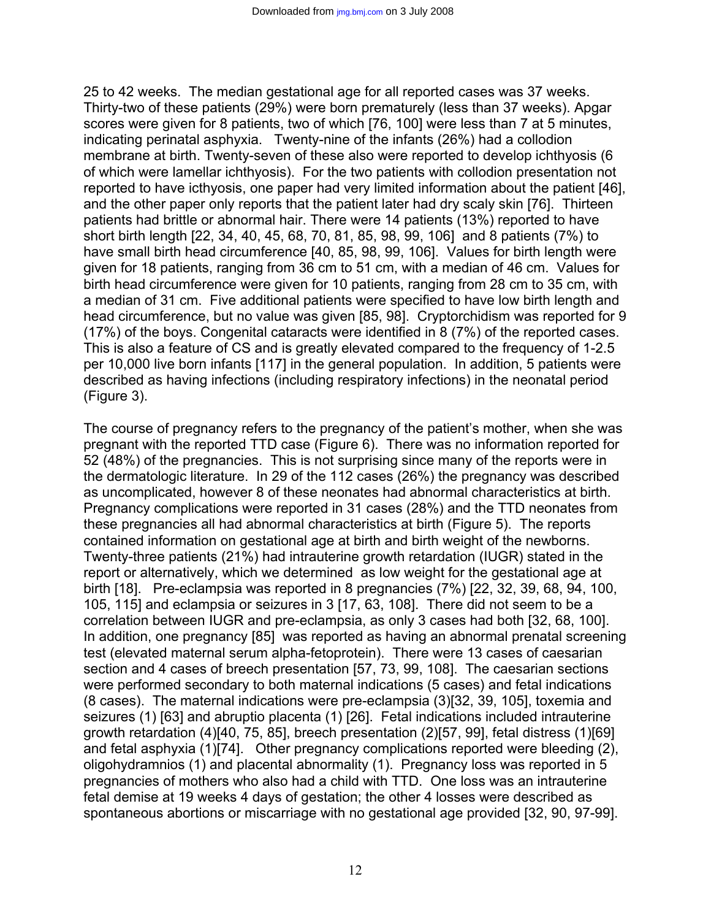25 to 42 weeks. The median gestational age for all reported cases was 37 weeks. Thirty-two of these patients (29%) were born prematurely (less than 37 weeks). Apgar scores were given for 8 patients, two of which [76, 100] were less than 7 at 5 minutes, indicating perinatal asphyxia. Twenty-nine of the infants (26%) had a collodion membrane at birth. Twenty-seven of these also were reported to develop ichthyosis (6 of which were lamellar ichthyosis). For the two patients with collodion presentation not reported to have icthyosis, one paper had very limited information about the patient [46], and the other paper only reports that the patient later had dry scaly skin [76]. Thirteen patients had brittle or abnormal hair. There were 14 patients (13%) reported to have short birth length [22, 34, 40, 45, 68, 70, 81, 85, 98, 99, 106] and 8 patients (7%) to have small birth head circumference [40, 85, 98, 99, 106]. Values for birth length were given for 18 patients, ranging from 36 cm to 51 cm, with a median of 46 cm. Values for birth head circumference were given for 10 patients, ranging from 28 cm to 35 cm, with a median of 31 cm. Five additional patients were specified to have low birth length and head circumference, but no value was given [85, 98]. Cryptorchidism was reported for 9 (17%) of the boys. Congenital cataracts were identified in 8 (7%) of the reported cases. This is also a feature of CS and is greatly elevated compared to the frequency of 1-2.5 per 10,000 live born infants [117] in the general population. In addition, 5 patients were described as having infections (including respiratory infections) in the neonatal period (Figure 3).

The course of pregnancy refers to the pregnancy of the patient's mother, when she was pregnant with the reported TTD case (Figure 6). There was no information reported for 52 (48%) of the pregnancies. This is not surprising since many of the reports were in the dermatologic literature. In 29 of the 112 cases (26%) the pregnancy was described as uncomplicated, however 8 of these neonates had abnormal characteristics at birth. Pregnancy complications were reported in 31 cases (28%) and the TTD neonates from these pregnancies all had abnormal characteristics at birth (Figure 5). The reports contained information on gestational age at birth and birth weight of the newborns. Twenty-three patients (21%) had intrauterine growth retardation (IUGR) stated in the report or alternatively, which we determined as low weight for the gestational age at birth [18]. Pre-eclampsia was reported in 8 pregnancies (7%) [22, 32, 39, 68, 94, 100, 105, 115] and eclampsia or seizures in 3 [17, 63, 108]. There did not seem to be a correlation between IUGR and pre-eclampsia, as only 3 cases had both [32, 68, 100]. In addition, one pregnancy [85] was reported as having an abnormal prenatal screening test (elevated maternal serum alpha-fetoprotein). There were 13 cases of caesarian section and 4 cases of breech presentation [57, 73, 99, 108]. The caesarian sections were performed secondary to both maternal indications (5 cases) and fetal indications (8 cases). The maternal indications were pre-eclampsia (3)[32, 39, 105], toxemia and seizures (1) [63] and abruptio placenta (1) [26]. Fetal indications included intrauterine growth retardation (4)[40, 75, 85], breech presentation (2)[57, 99], fetal distress (1)[69] and fetal asphyxia (1)[74]. Other pregnancy complications reported were bleeding (2), oligohydramnios (1) and placental abnormality (1). Pregnancy loss was reported in 5 pregnancies of mothers who also had a child with TTD. One loss was an intrauterine fetal demise at 19 weeks 4 days of gestation; the other 4 losses were described as spontaneous abortions or miscarriage with no gestational age provided [32, 90, 97-99].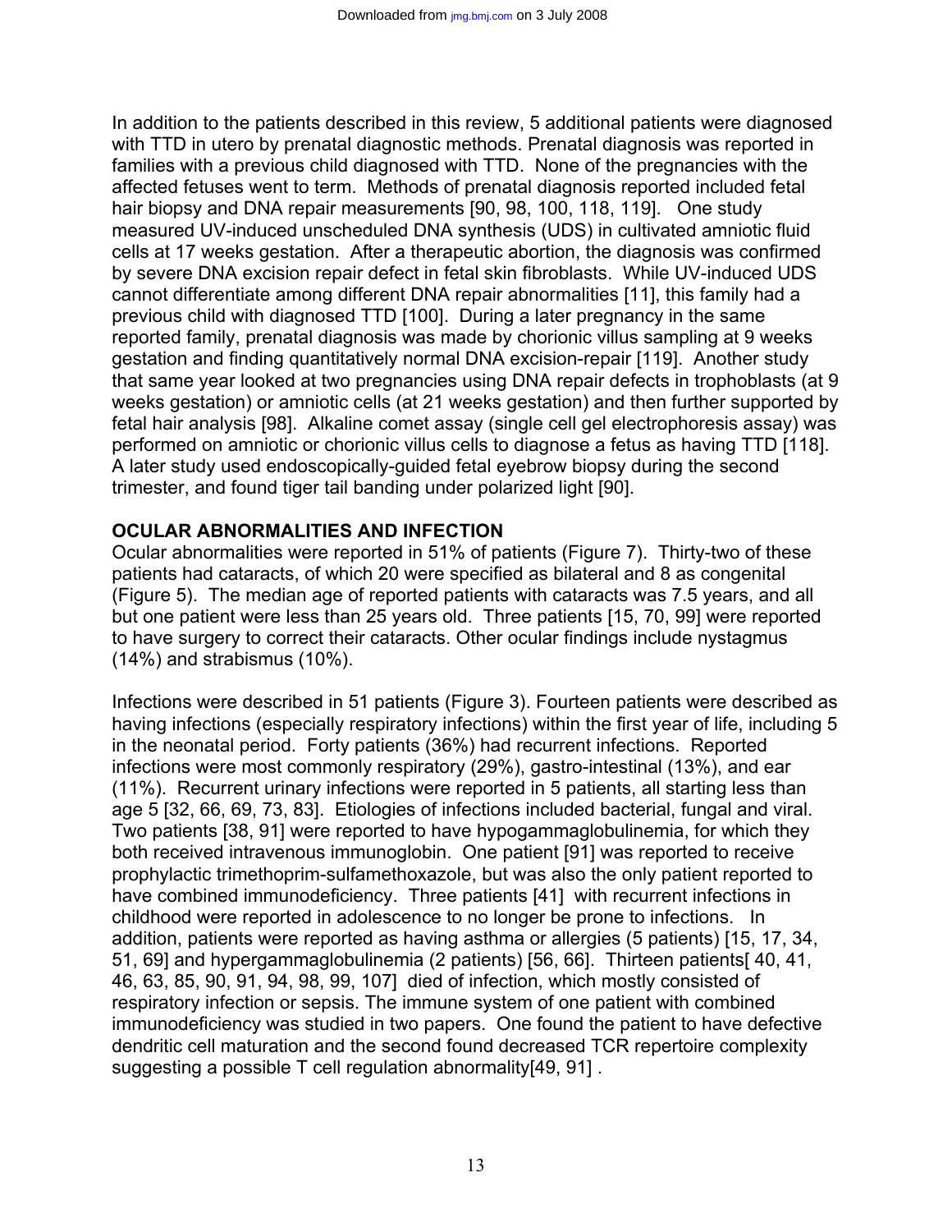In addition to the patients described in this review, 5 additional patients were diagnosed with TTD in utero by prenatal diagnostic methods. Prenatal diagnosis was reported in families with a previous child diagnosed with TTD. None of the pregnancies with the affected fetuses went to term. Methods of prenatal diagnosis reported included fetal hair biopsy and DNA repair measurements [90, 98, 100, 118, 119]. One study measured UV-induced unscheduled DNA synthesis (UDS) in cultivated amniotic fluid cells at 17 weeks gestation. After a therapeutic abortion, the diagnosis was confirmed by severe DNA excision repair defect in fetal skin fibroblasts. While UV-induced UDS cannot differentiate among different DNA repair abnormalities [11], this family had a previous child with diagnosed TTD [100]. During a later pregnancy in the same reported family, prenatal diagnosis was made by chorionic villus sampling at 9 weeks gestation and finding quantitatively normal DNA excision-repair [119]. Another study that same year looked at two pregnancies using DNA repair defects in trophoblasts (at 9 weeks gestation) or amniotic cells (at 21 weeks gestation) and then further supported by fetal hair analysis [98]. Alkaline comet assay (single cell gel electrophoresis assay) was performed on amniotic or chorionic villus cells to diagnose a fetus as having TTD [118]. A later study used endoscopically-guided fetal eyebrow biopsy during the second trimester, and found tiger tail banding under polarized light [90].

## OCULAR ABNORMALITIES AND INFECTION

Ocular abnormalities were reported in 51% of patients (Figure 7). Thirty-two of these patients had cataracts, of which 20 were specified as bilateral and 8 as congenital (Figure 5). The median age of reported patients with cataracts was 7.5 years, and all but one patient were less than 25 years old. Three patients [15, 70, 99] were reported to have surgery to correct their cataracts. Other ocular findings include nystagmus (14%) and strabismus (10%).

Infections were described in 51 patients (Figure 3). Fourteen patients were described as having infections (especially respiratory infections) within the first year of life, including 5 in the neonatal period. Forty patients (36%) had recurrent infections. Reported infections were most commonly respiratory (29%), gastro-intestinal (13%), and ear (11%). Recurrent urinary infections were reported in 5 patients, all starting less than age 5 [32, 66, 69, 73, 83]. Etiologies of infections included bacterial, fungal and viral. Two patients [38, 91] were reported to have hypogammaglobulinemia, for which they both received intravenous immunoglobin. One patient [91] was reported to receive prophylactic trimethoprim-sulfamethoxazole, but was also the only patient reported to have combined immunodeficiency. Three patients [41] with recurrent infections in childhood were reported in adolescence to no longer be prone to infections. In addition, patients were reported as having asthma or allergies (5 patients) [15, 17, 34, 51, 69] and hypergammaglobulinemia (2 patients) [56, 66]. Thirteen patients[ 40, 41, 46, 63, 85, 90, 91, 94, 98, 99, 107] died of infection, which mostly consisted of respiratory infection or sepsis. The immune system of one patient with combined immunodeficiency was studied in two papers. One found the patient to have defective dendritic cell maturation and the second found decreased TCR repertoire complexity suggesting a possible T cell regulation abnormality[49, 91] .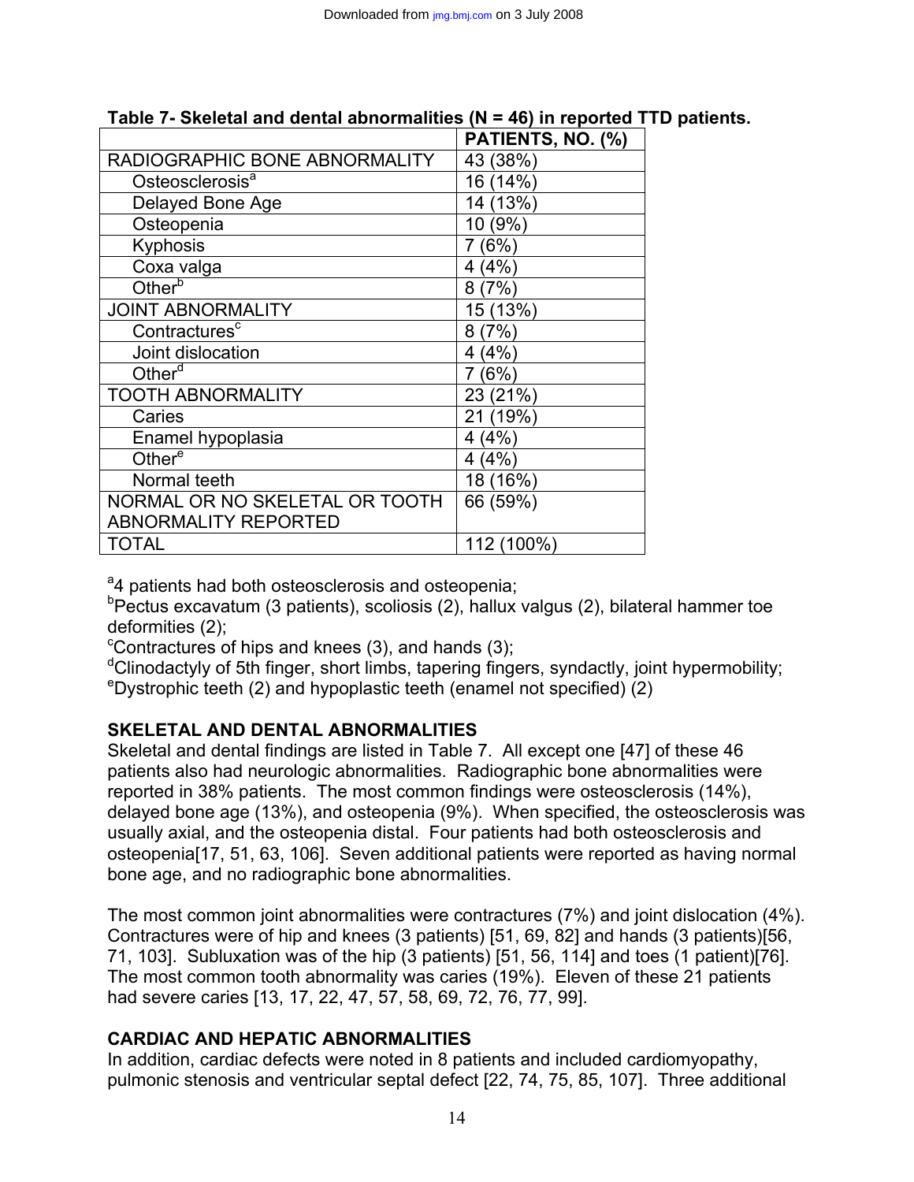**Table 7- Skeletal and dental abnormalities (N = 46) in reported TTD patients.**

| | PATIENTS, NO. (%) |
|---|---|
| RADIOGRAPHIC BONE ABNORMALITY | 43 (38%) |
| Osteosclerosis[a] | 16 (14%) |
| Delayed Bone Age | 14 (13%) |
| Osteopenia | 10 (9%) |
| Kyphosis | 7 (6%) |
| Coxa valga | 4 (4%) |
| Other[b] | 8 (7%) |
| JOINT ABNORMALITY | 15 (13%) |
| Contractures[c] | 8 (7%) |
| Joint dislocation | 4 (4%) |
| Other[d] | 7 (6%) |
| TOOTH ABNORMALITY | 23 (21%) |
| Caries | 21 (19%) |
| Enamel hypoplasia | 4 (4%) |
| Other[e] | 4 (4%) |
| Normal teeth | 18 (16%) |
| NORMAL OR NO SKELETAL OR TOOTH ABNORMALITY REPORTED | 66 (59%) |
| TOTAL | 112 (100%) |

[a]4 patients had both osteosclerosis and osteopenia;
[b]Pectus excavatum (3 patients), scoliosis (2), hallux valgus (2), bilateral hammer toe deformities (2);
[c]Contractures of hips and knees (3), and hands (3);
[d]Clinodactyly of 5th finger, short limbs, tapering fingers, syndactly, joint hypermobility;
[e]Dystrophic teeth (2) and hypoplastic teeth (enamel not specified) (2)

## SKELETAL AND DENTAL ABNORMALITIES

Skeletal and dental findings are listed in Table 7. All except one [47] of these 46 patients also had neurologic abnormalities. Radiographic bone abnormalities were reported in 38% patients. The most common findings were osteosclerosis (14%), delayed bone age (13%), and osteopenia (9%). When specified, the osteosclerosis was usually axial, and the osteopenia distal. Four patients had both osteosclerosis and osteopenia[17, 51, 63, 106]. Seven additional patients were reported as having normal bone age, and no radiographic bone abnormalities.

The most common joint abnormalities were contractures (7%) and joint dislocation (4%). Contractures were of hip and knees (3 patients) [51, 69, 82] and hands (3 patients)[56, 71, 103]. Subluxation was of the hip (3 patients) [51, 56, 114] and toes (1 patient)[76]. The most common tooth abnormality was caries (19%). Eleven of these 21 patients had severe caries [13, 17, 22, 47, 57, 58, 69, 72, 76, 77, 99].

## CARDIAC AND HEPATIC ABNORMALITIES

In addition, cardiac defects were noted in 8 patients and included cardiomyopathy, pulmonic stenosis and ventricular septal defect [22, 74, 75, 85, 107]. Three additional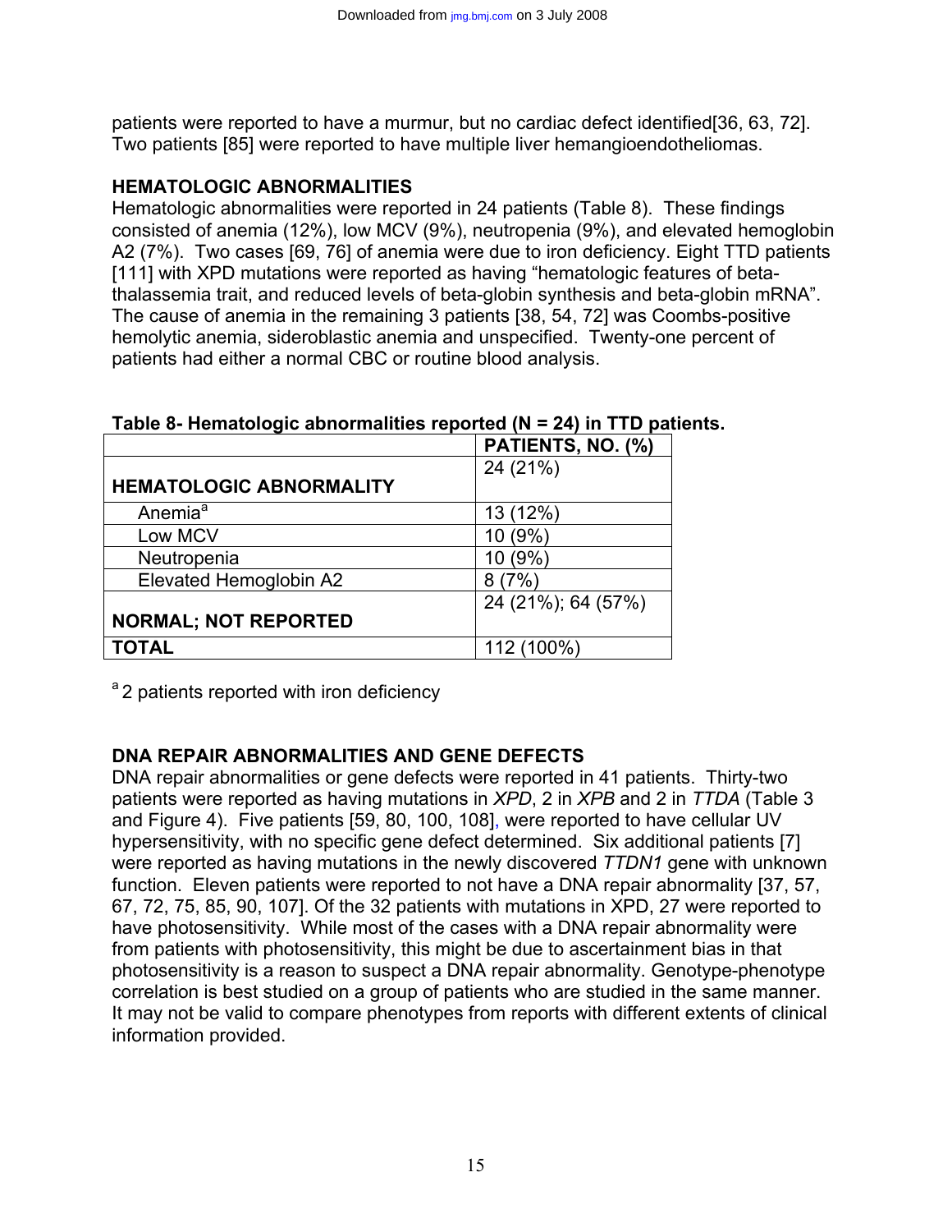patients were reported to have a murmur, but no cardiac defect identified[36, 63, 72]. Two patients [85] were reported to have multiple liver hemangioendotheliomas.

## HEMATOLOGIC ABNORMALITIES

Hematologic abnormalities were reported in 24 patients (Table 8). These findings consisted of anemia (12%), low MCV (9%), neutropenia (9%), and elevated hemoglobin A2 (7%). Two cases [69, 76] of anemia were due to iron deficiency. Eight TTD patients [111] with XPD mutations were reported as having "hematologic features of beta-thalassemia trait, and reduced levels of beta-globin synthesis and beta-globin mRNA". The cause of anemia in the remaining 3 patients [38, 54, 72] was Coombs-positive hemolytic anemia, sideroblastic anemia and unspecified. Twenty-one percent of patients had either a normal CBC or routine blood analysis.

**Table 8- Hematologic abnormalities reported (N = 24) in TTD patients.**

| | PATIENTS, NO. (%) |
|---|---|
| **HEMATOLOGIC ABNORMALITY** | 24 (21%) |
| Anemia[a] | 13 (12%) |
| Low MCV | 10 (9%) |
| Neutropenia | 10 (9%) |
| Elevated Hemoglobin A2 | 8 (7%) |
| **NORMAL; NOT REPORTED** | 24 (21%); 64 (57%) |
| **TOTAL** | 112 (100%) |

[a] 2 patients reported with iron deficiency

## DNA REPAIR ABNORMALITIES AND GENE DEFECTS

DNA repair abnormalities or gene defects were reported in 41 patients. Thirty-two patients were reported as having mutations in *XPD*, 2 in *XPB* and 2 in *TTDA* (Table 3 and Figure 4). Five patients [59, 80, 100, 108], were reported to have cellular UV hypersensitivity, with no specific gene defect determined. Six additional patients [7] were reported as having mutations in the newly discovered *TTDN1* gene with unknown function. Eleven patients were reported to not have a DNA repair abnormality [37, 57, 67, 72, 75, 85, 90, 107]. Of the 32 patients with mutations in XPD, 27 were reported to have photosensitivity. While most of the cases with a DNA repair abnormality were from patients with photosensitivity, this might be due to ascertainment bias in that photosensitivity is a reason to suspect a DNA repair abnormality. Genotype-phenotype correlation is best studied on a group of patients who are studied in the same manner. It may not be valid to compare phenotypes from reports with different extents of clinical information provided.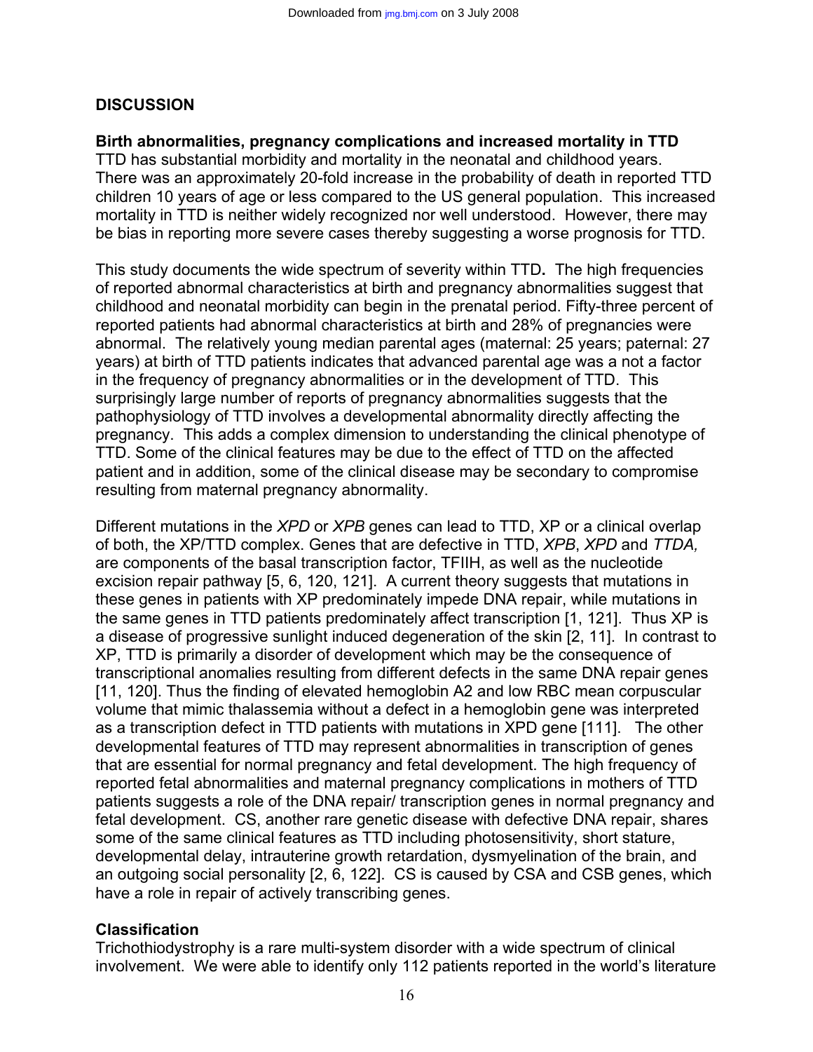## DISCUSSION

### Birth abnormalities, pregnancy complications and increased mortality in TTD

TTD has substantial morbidity and mortality in the neonatal and childhood years. There was an approximately 20-fold increase in the probability of death in reported TTD children 10 years of age or less compared to the US general population. This increased mortality in TTD is neither widely recognized nor well understood. However, there may be bias in reporting more severe cases thereby suggesting a worse prognosis for TTD.

This study documents the wide spectrum of severity within TTD**.** The high frequencies of reported abnormal characteristics at birth and pregnancy abnormalities suggest that childhood and neonatal morbidity can begin in the prenatal period. Fifty-three percent of reported patients had abnormal characteristics at birth and 28% of pregnancies were abnormal. The relatively young median parental ages (maternal: 25 years; paternal: 27 years) at birth of TTD patients indicates that advanced parental age was a not a factor in the frequency of pregnancy abnormalities or in the development of TTD. This surprisingly large number of reports of pregnancy abnormalities suggests that the pathophysiology of TTD involves a developmental abnormality directly affecting the pregnancy. This adds a complex dimension to understanding the clinical phenotype of TTD. Some of the clinical features may be due to the effect of TTD on the affected patient and in addition, some of the clinical disease may be secondary to compromise resulting from maternal pregnancy abnormality.

Different mutations in the *XPD* or *XPB* genes can lead to TTD, XP or a clinical overlap of both, the XP/TTD complex. Genes that are defective in TTD, *XPB*, *XPD* and *TTDA,* are components of the basal transcription factor, TFIIH, as well as the nucleotide excision repair pathway [5, 6, 120, 121]. A current theory suggests that mutations in these genes in patients with XP predominately impede DNA repair, while mutations in the same genes in TTD patients predominately affect transcription [1, 121]. Thus XP is a disease of progressive sunlight induced degeneration of the skin [2, 11]. In contrast to XP, TTD is primarily a disorder of development which may be the consequence of transcriptional anomalies resulting from different defects in the same DNA repair genes [11, 120]. Thus the finding of elevated hemoglobin A2 and low RBC mean corpuscular volume that mimic thalassemia without a defect in a hemoglobin gene was interpreted as a transcription defect in TTD patients with mutations in XPD gene [111]. The other developmental features of TTD may represent abnormalities in transcription of genes that are essential for normal pregnancy and fetal development. The high frequency of reported fetal abnormalities and maternal pregnancy complications in mothers of TTD patients suggests a role of the DNA repair/ transcription genes in normal pregnancy and fetal development. CS, another rare genetic disease with defective DNA repair, shares some of the same clinical features as TTD including photosensitivity, short stature, developmental delay, intrauterine growth retardation, dysmyelination of the brain, and an outgoing social personality [2, 6, 122]. CS is caused by CSA and CSB genes, which have a role in repair of actively transcribing genes.

### Classification

Trichothiodystrophy is a rare multi-system disorder with a wide spectrum of clinical involvement. We were able to identify only 112 patients reported in the world's literature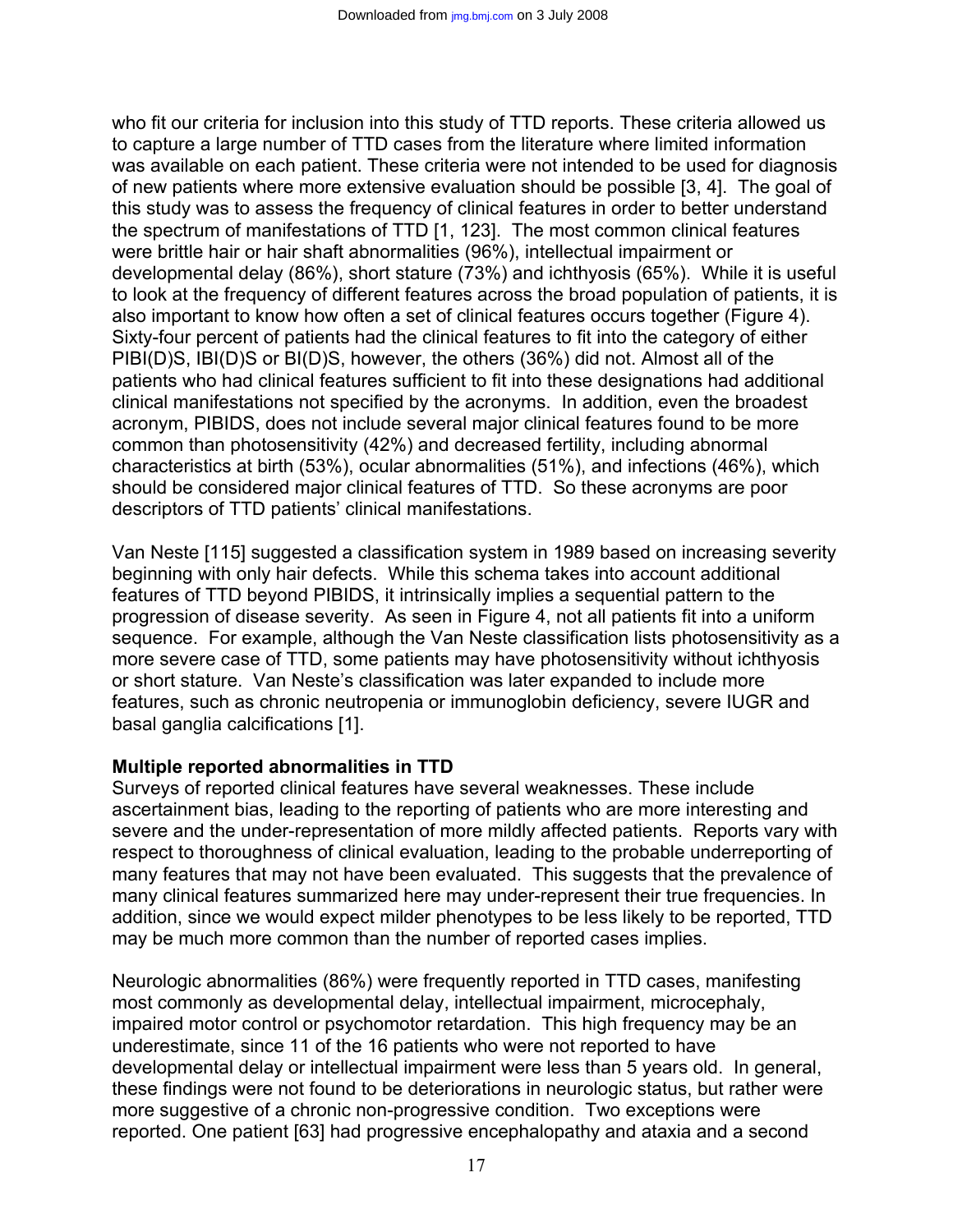who fit our criteria for inclusion into this study of TTD reports. These criteria allowed us to capture a large number of TTD cases from the literature where limited information was available on each patient. These criteria were not intended to be used for diagnosis of new patients where more extensive evaluation should be possible [3, 4]. The goal of this study was to assess the frequency of clinical features in order to better understand the spectrum of manifestations of TTD [1, 123]. The most common clinical features were brittle hair or hair shaft abnormalities (96%), intellectual impairment or developmental delay (86%), short stature (73%) and ichthyosis (65%). While it is useful to look at the frequency of different features across the broad population of patients, it is also important to know how often a set of clinical features occurs together (Figure 4). Sixty-four percent of patients had the clinical features to fit into the category of either PIBI(D)S, IBI(D)S or BI(D)S, however, the others (36%) did not. Almost all of the patients who had clinical features sufficient to fit into these designations had additional clinical manifestations not specified by the acronyms. In addition, even the broadest acronym, PIBIDS, does not include several major clinical features found to be more common than photosensitivity (42%) and decreased fertility, including abnormal characteristics at birth (53%), ocular abnormalities (51%), and infections (46%), which should be considered major clinical features of TTD. So these acronyms are poor descriptors of TTD patients' clinical manifestations.

Van Neste [115] suggested a classification system in 1989 based on increasing severity beginning with only hair defects. While this schema takes into account additional features of TTD beyond PIBIDS, it intrinsically implies a sequential pattern to the progression of disease severity. As seen in Figure 4, not all patients fit into a uniform sequence. For example, although the Van Neste classification lists photosensitivity as a more severe case of TTD, some patients may have photosensitivity without ichthyosis or short stature. Van Neste's classification was later expanded to include more features, such as chronic neutropenia or immunoglobin deficiency, severe IUGR and basal ganglia calcifications [1].

**Multiple reported abnormalities in TTD**

Surveys of reported clinical features have several weaknesses. These include ascertainment bias, leading to the reporting of patients who are more interesting and severe and the under-representation of more mildly affected patients. Reports vary with respect to thoroughness of clinical evaluation, leading to the probable underreporting of many features that may not have been evaluated. This suggests that the prevalence of many clinical features summarized here may under-represent their true frequencies. In addition, since we would expect milder phenotypes to be less likely to be reported, TTD may be much more common than the number of reported cases implies.

Neurologic abnormalities (86%) were frequently reported in TTD cases, manifesting most commonly as developmental delay, intellectual impairment, microcephaly, impaired motor control or psychomotor retardation. This high frequency may be an underestimate, since 11 of the 16 patients who were not reported to have developmental delay or intellectual impairment were less than 5 years old. In general, these findings were not found to be deteriorations in neurologic status, but rather were more suggestive of a chronic non-progressive condition. Two exceptions were reported. One patient [63] had progressive encephalopathy and ataxia and a second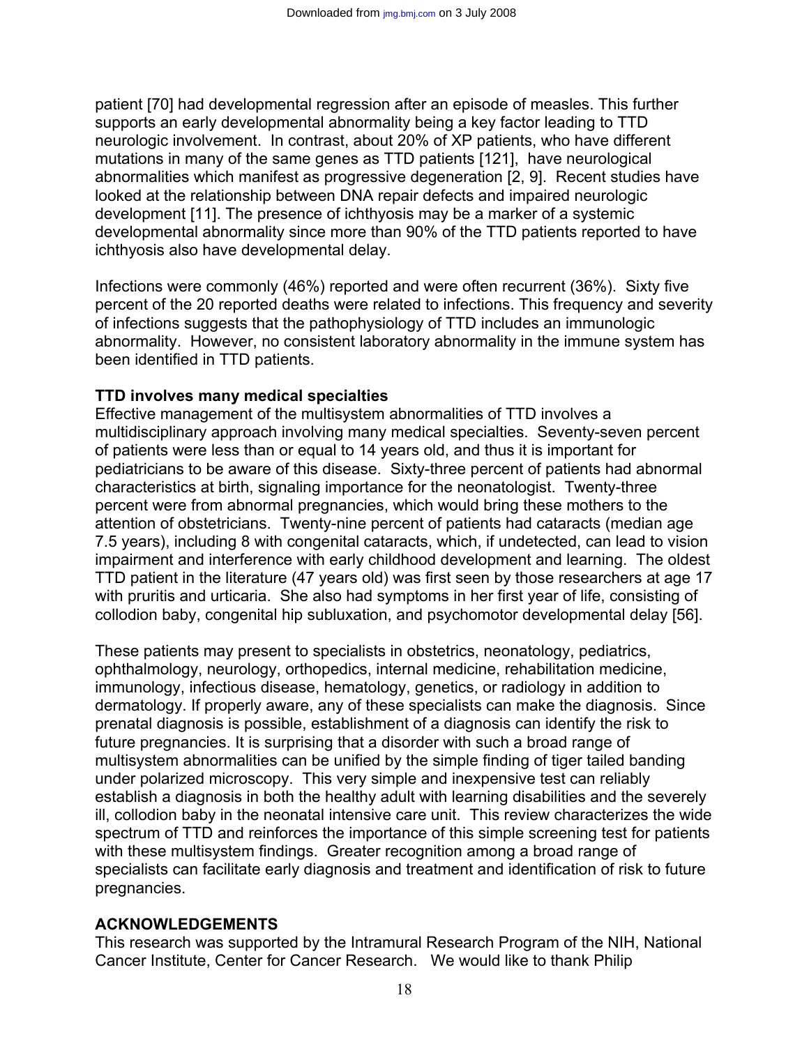patient [70] had developmental regression after an episode of measles. This further supports an early developmental abnormality being a key factor leading to TTD neurologic involvement. In contrast, about 20% of XP patients, who have different mutations in many of the same genes as TTD patients [121], have neurological abnormalities which manifest as progressive degeneration [2, 9]. Recent studies have looked at the relationship between DNA repair defects and impaired neurologic development [11]. The presence of ichthyosis may be a marker of a systemic developmental abnormality since more than 90% of the TTD patients reported to have ichthyosis also have developmental delay.

Infections were commonly (46%) reported and were often recurrent (36%). Sixty five percent of the 20 reported deaths were related to infections. This frequency and severity of infections suggests that the pathophysiology of TTD includes an immunologic abnormality. However, no consistent laboratory abnormality in the immune system has been identified in TTD patients.

**TTD involves many medical specialties**

Effective management of the multisystem abnormalities of TTD involves a multidisciplinary approach involving many medical specialties. Seventy-seven percent of patients were less than or equal to 14 years old, and thus it is important for pediatricians to be aware of this disease. Sixty-three percent of patients had abnormal characteristics at birth, signaling importance for the neonatologist. Twenty-three percent were from abnormal pregnancies, which would bring these mothers to the attention of obstetricians. Twenty-nine percent of patients had cataracts (median age 7.5 years), including 8 with congenital cataracts, which, if undetected, can lead to vision impairment and interference with early childhood development and learning. The oldest TTD patient in the literature (47 years old) was first seen by those researchers at age 17 with pruritis and urticaria. She also had symptoms in her first year of life, consisting of collodion baby, congenital hip subluxation, and psychomotor developmental delay [56].

These patients may present to specialists in obstetrics, neonatology, pediatrics, ophthalmology, neurology, orthopedics, internal medicine, rehabilitation medicine, immunology, infectious disease, hematology, genetics, or radiology in addition to dermatology. If properly aware, any of these specialists can make the diagnosis. Since prenatal diagnosis is possible, establishment of a diagnosis can identify the risk to future pregnancies. It is surprising that a disorder with such a broad range of multisystem abnormalities can be unified by the simple finding of tiger tailed banding under polarized microscopy. This very simple and inexpensive test can reliably establish a diagnosis in both the healthy adult with learning disabilities and the severely ill, collodion baby in the neonatal intensive care unit. This review characterizes the wide spectrum of TTD and reinforces the importance of this simple screening test for patients with these multisystem findings. Greater recognition among a broad range of specialists can facilitate early diagnosis and treatment and identification of risk to future pregnancies.

## ACKNOWLEDGEMENTS

This research was supported by the Intramural Research Program of the NIH, National Cancer Institute, Center for Cancer Research. We would like to thank Philip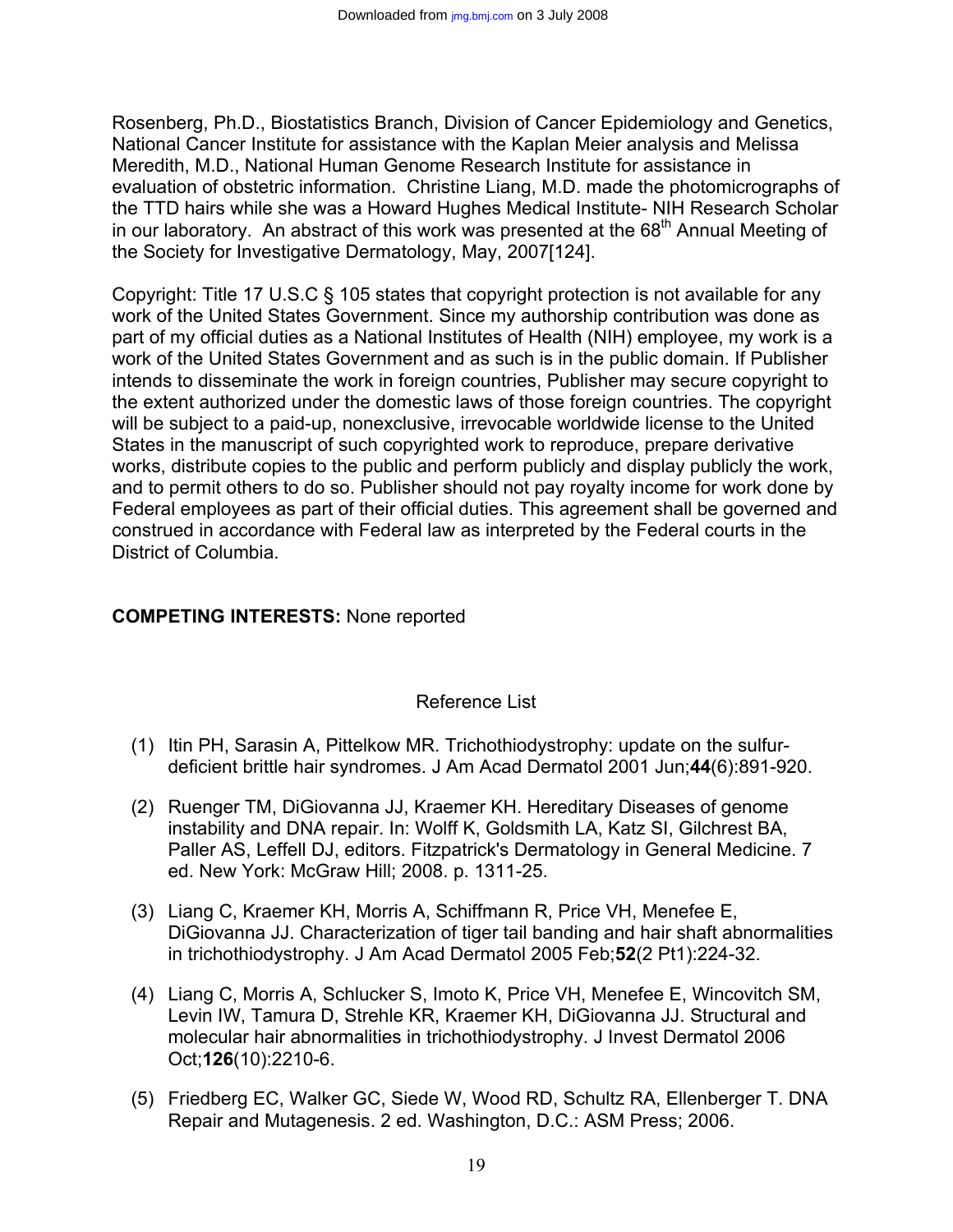Rosenberg, Ph.D., Biostatistics Branch, Division of Cancer Epidemiology and Genetics, National Cancer Institute for assistance with the Kaplan Meier analysis and Melissa Meredith, M.D., National Human Genome Research Institute for assistance in evaluation of obstetric information. Christine Liang, M.D. made the photomicrographs of the TTD hairs while she was a Howard Hughes Medical Institute- NIH Research Scholar in our laboratory. An abstract of this work was presented at the 68th Annual Meeting of the Society for Investigative Dermatology, May, 2007[124].

Copyright: Title 17 U.S.C § 105 states that copyright protection is not available for any work of the United States Government. Since my authorship contribution was done as part of my official duties as a National Institutes of Health (NIH) employee, my work is a work of the United States Government and as such is in the public domain. If Publisher intends to disseminate the work in foreign countries, Publisher may secure copyright to the extent authorized under the domestic laws of those foreign countries. The copyright will be subject to a paid-up, nonexclusive, irrevocable worldwide license to the United States in the manuscript of such copyrighted work to reproduce, prepare derivative works, distribute copies to the public and perform publicly and display publicly the work, and to permit others to do so. Publisher should not pay royalty income for work done by Federal employees as part of their official duties. This agreement shall be governed and construed in accordance with Federal law as interpreted by the Federal courts in the District of Columbia.

**COMPETING INTERESTS:** None reported

## Reference List

(1) Itin PH, Sarasin A, Pittelkow MR. Trichothiodystrophy: update on the sulfur-deficient brittle hair syndromes. J Am Acad Dermatol 2001 Jun;**44**(6):891-920.

(2) Ruenger TM, DiGiovanna JJ, Kraemer KH. Hereditary Diseases of genome instability and DNA repair. In: Wolff K, Goldsmith LA, Katz SI, Gilchrest BA, Paller AS, Leffell DJ, editors. Fitzpatrick's Dermatology in General Medicine. 7 ed. New York: McGraw Hill; 2008. p. 1311-25.

(3) Liang C, Kraemer KH, Morris A, Schiffmann R, Price VH, Menefee E, DiGiovanna JJ. Characterization of tiger tail banding and hair shaft abnormalities in trichothiodystrophy. J Am Acad Dermatol 2005 Feb;**52**(2 Pt1):224-32.

(4) Liang C, Morris A, Schlucker S, Imoto K, Price VH, Menefee E, Wincovitch SM, Levin IW, Tamura D, Strehle KR, Kraemer KH, DiGiovanna JJ. Structural and molecular hair abnormalities in trichothiodystrophy. J Invest Dermatol 2006 Oct;**126**(10):2210-6.

(5) Friedberg EC, Walker GC, Siede W, Wood RD, Schultz RA, Ellenberger T. DNA Repair and Mutagenesis. 2 ed. Washington, D.C.: ASM Press; 2006.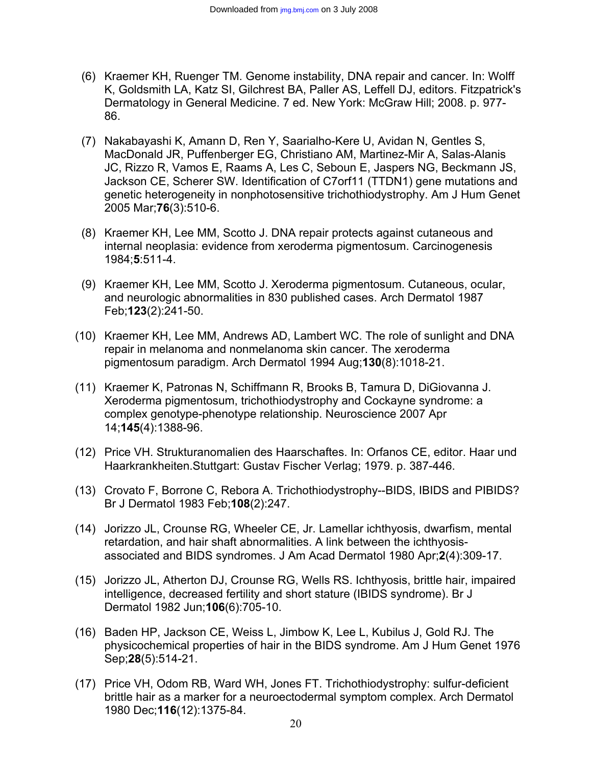(6) Kraemer KH, Ruenger TM. Genome instability, DNA repair and cancer. In: Wolff K, Goldsmith LA, Katz SI, Gilchrest BA, Paller AS, Leffell DJ, editors. Fitzpatrick's Dermatology in General Medicine. 7 ed. New York: McGraw Hill; 2008. p. 977-86.

(7) Nakabayashi K, Amann D, Ren Y, Saarialho-Kere U, Avidan N, Gentles S, MacDonald JR, Puffenberger EG, Christiano AM, Martinez-Mir A, Salas-Alanis JC, Rizzo R, Vamos E, Raams A, Les C, Seboun E, Jaspers NG, Beckmann JS, Jackson CE, Scherer SW. Identification of C7orf11 (TTDN1) gene mutations and genetic heterogeneity in nonphotosensitive trichothiodystrophy. Am J Hum Genet 2005 Mar;**76**(3):510-6.

(8) Kraemer KH, Lee MM, Scotto J. DNA repair protects against cutaneous and internal neoplasia: evidence from xeroderma pigmentosum. Carcinogenesis 1984;**5**:511-4.

(9) Kraemer KH, Lee MM, Scotto J. Xeroderma pigmentosum. Cutaneous, ocular, and neurologic abnormalities in 830 published cases. Arch Dermatol 1987 Feb;**123**(2):241-50.

(10) Kraemer KH, Lee MM, Andrews AD, Lambert WC. The role of sunlight and DNA repair in melanoma and nonmelanoma skin cancer. The xeroderma pigmentosum paradigm. Arch Dermatol 1994 Aug;**130**(8):1018-21.

(11) Kraemer K, Patronas N, Schiffmann R, Brooks B, Tamura D, DiGiovanna J. Xeroderma pigmentosum, trichothiodystrophy and Cockayne syndrome: a complex genotype-phenotype relationship. Neuroscience 2007 Apr 14;**145**(4):1388-96.

(12) Price VH. Strukturanomalien des Haarschaftes. In: Orfanos CE, editor. Haar und Haarkrankheiten.Stuttgart: Gustav Fischer Verlag; 1979. p. 387-446.

(13) Crovato F, Borrone C, Rebora A. Trichothiodystrophy--BIDS, IBIDS and PIBIDS? Br J Dermatol 1983 Feb;**108**(2):247.

(14) Jorizzo JL, Crounse RG, Wheeler CE, Jr. Lamellar ichthyosis, dwarfism, mental retardation, and hair shaft abnormalities. A link between the ichthyosis-associated and BIDS syndromes. J Am Acad Dermatol 1980 Apr;**2**(4):309-17.

(15) Jorizzo JL, Atherton DJ, Crounse RG, Wells RS. Ichthyosis, brittle hair, impaired intelligence, decreased fertility and short stature (IBIDS syndrome). Br J Dermatol 1982 Jun;**106**(6):705-10.

(16) Baden HP, Jackson CE, Weiss L, Jimbow K, Lee L, Kubilus J, Gold RJ. The physicochemical properties of hair in the BIDS syndrome. Am J Hum Genet 1976 Sep;**28**(5):514-21.

(17) Price VH, Odom RB, Ward WH, Jones FT. Trichothiodystrophy: sulfur-deficient brittle hair as a marker for a neuroectodermal symptom complex. Arch Dermatol 1980 Dec;**116**(12):1375-84.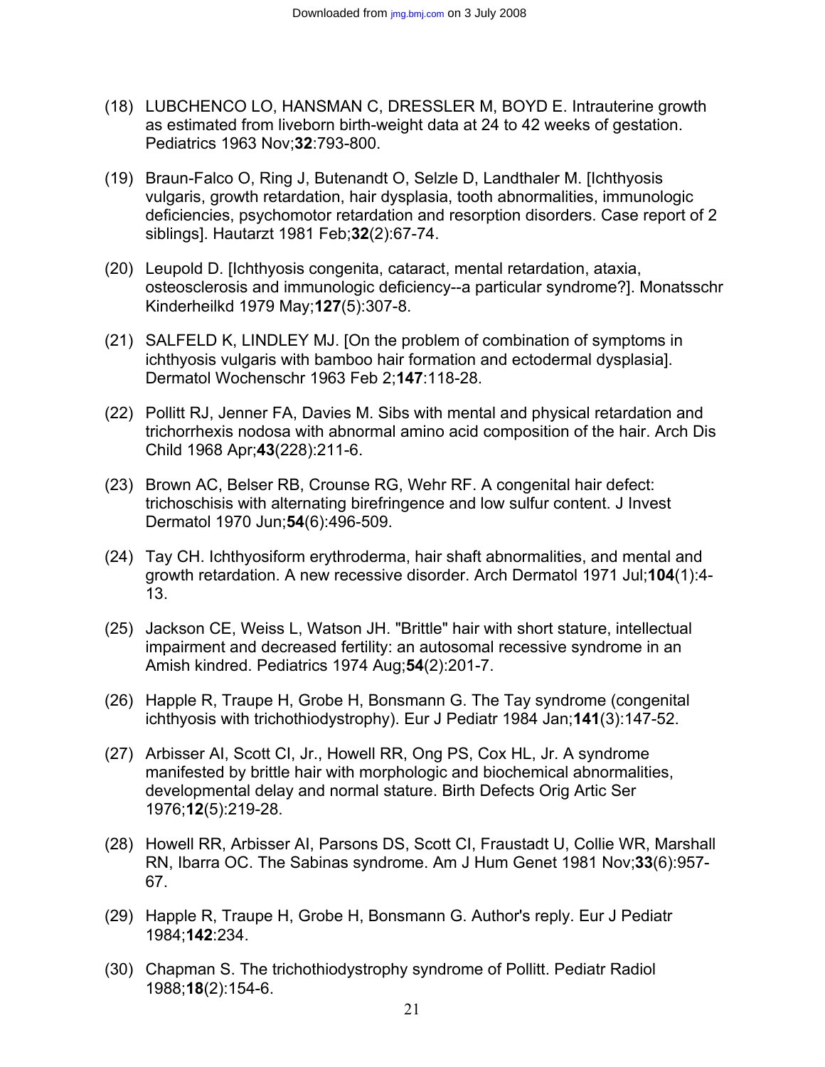(18) LUBCHENCO LO, HANSMAN C, DRESSLER M, BOYD E. Intrauterine growth as estimated from liveborn birth-weight data at 24 to 42 weeks of gestation. Pediatrics 1963 Nov;**32**:793-800.

(19) Braun-Falco O, Ring J, Butenandt O, Selzle D, Landthaler M. [Ichthyosis vulgaris, growth retardation, hair dysplasia, tooth abnormalities, immunologic deficiencies, psychomotor retardation and resorption disorders. Case report of 2 siblings]. Hautarzt 1981 Feb;**32**(2):67-74.

(20) Leupold D. [Ichthyosis congenita, cataract, mental retardation, ataxia, osteosclerosis and immunologic deficiency--a particular syndrome?]. Monatsschr Kinderheilkd 1979 May;**127**(5):307-8.

(21) SALFELD K, LINDLEY MJ. [On the problem of combination of symptoms in ichthyosis vulgaris with bamboo hair formation and ectodermal dysplasia]. Dermatol Wochenschr 1963 Feb 2;**147**:118-28.

(22) Pollitt RJ, Jenner FA, Davies M. Sibs with mental and physical retardation and trichorrhexis nodosa with abnormal amino acid composition of the hair. Arch Dis Child 1968 Apr;**43**(228):211-6.

(23) Brown AC, Belser RB, Crounse RG, Wehr RF. A congenital hair defect: trichoschisis with alternating birefringence and low sulfur content. J Invest Dermatol 1970 Jun;**54**(6):496-509.

(24) Tay CH. Ichthyosiform erythroderma, hair shaft abnormalities, and mental and growth retardation. A new recessive disorder. Arch Dermatol 1971 Jul;**104**(1):4-13.

(25) Jackson CE, Weiss L, Watson JH. "Brittle" hair with short stature, intellectual impairment and decreased fertility: an autosomal recessive syndrome in an Amish kindred. Pediatrics 1974 Aug;**54**(2):201-7.

(26) Happle R, Traupe H, Grobe H, Bonsmann G. The Tay syndrome (congenital ichthyosis with trichothiodystrophy). Eur J Pediatr 1984 Jan;**141**(3):147-52.

(27) Arbisser AI, Scott CI, Jr., Howell RR, Ong PS, Cox HL, Jr. A syndrome manifested by brittle hair with morphologic and biochemical abnormalities, developmental delay and normal stature. Birth Defects Orig Artic Ser 1976;**12**(5):219-28.

(28) Howell RR, Arbisser AI, Parsons DS, Scott CI, Fraustadt U, Collie WR, Marshall RN, Ibarra OC. The Sabinas syndrome. Am J Hum Genet 1981 Nov;**33**(6):957-67.

(29) Happle R, Traupe H, Grobe H, Bonsmann G. Author's reply. Eur J Pediatr 1984;**142**:234.

(30) Chapman S. The trichothiodystrophy syndrome of Pollitt. Pediatr Radiol 1988;**18**(2):154-6.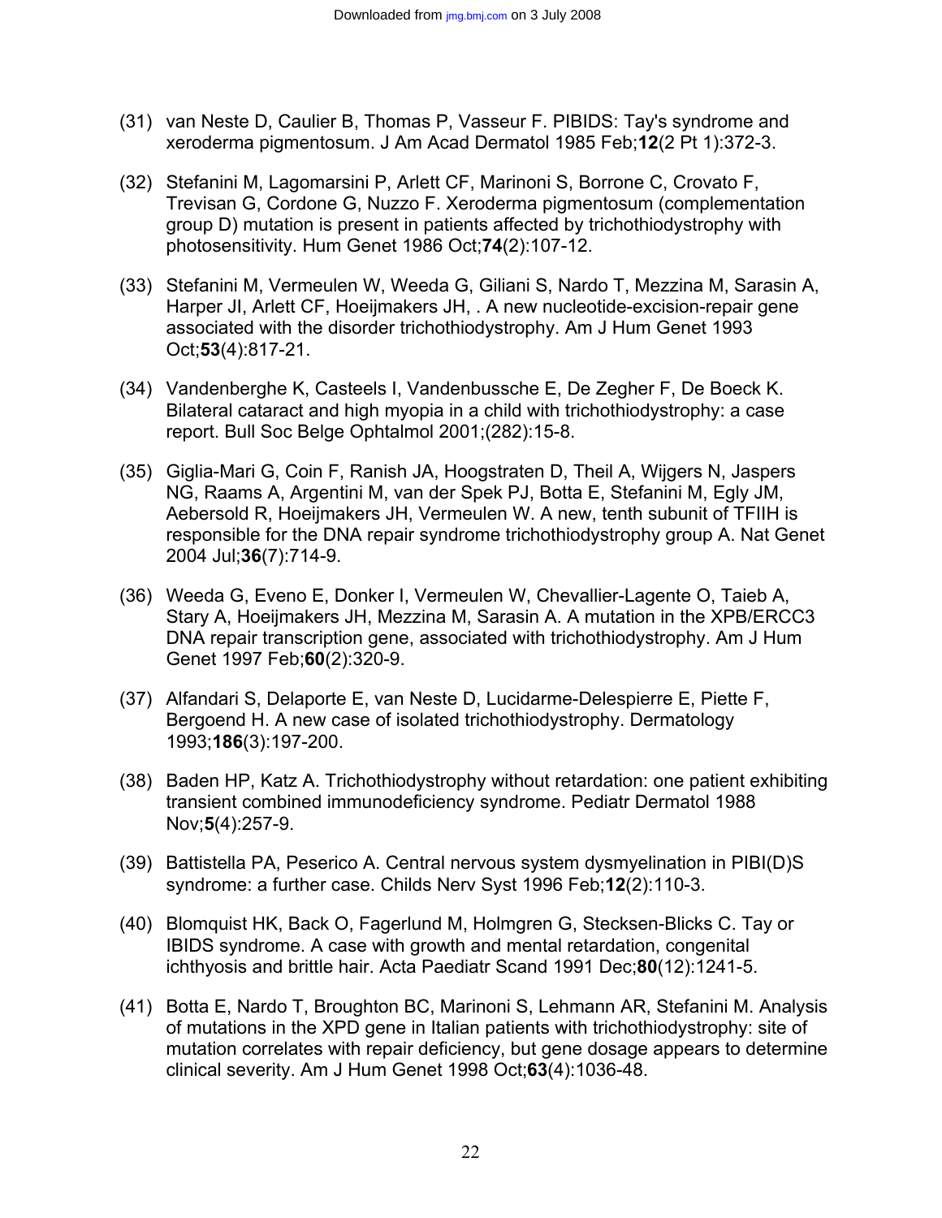(31) van Neste D, Caulier B, Thomas P, Vasseur F. PIBIDS: Tay's syndrome and xeroderma pigmentosum. J Am Acad Dermatol 1985 Feb;**12**(2 Pt 1):372-3.

(32) Stefanini M, Lagomarsini P, Arlett CF, Marinoni S, Borrone C, Crovato F, Trevisan G, Cordone G, Nuzzo F. Xeroderma pigmentosum (complementation group D) mutation is present in patients affected by trichothiodystrophy with photosensitivity. Hum Genet 1986 Oct;**74**(2):107-12.

(33) Stefanini M, Vermeulen W, Weeda G, Giliani S, Nardo T, Mezzina M, Sarasin A, Harper JI, Arlett CF, Hoeijmakers JH, . A new nucleotide-excision-repair gene associated with the disorder trichothiodystrophy. Am J Hum Genet 1993 Oct;**53**(4):817-21.

(34) Vandenberghe K, Casteels I, Vandenbussche E, De Zegher F, De Boeck K. Bilateral cataract and high myopia in a child with trichothiodystrophy: a case report. Bull Soc Belge Ophtalmol 2001;(282):15-8.

(35) Giglia-Mari G, Coin F, Ranish JA, Hoogstraten D, Theil A, Wijgers N, Jaspers NG, Raams A, Argentini M, van der Spek PJ, Botta E, Stefanini M, Egly JM, Aebersold R, Hoeijmakers JH, Vermeulen W. A new, tenth subunit of TFIIH is responsible for the DNA repair syndrome trichothiodystrophy group A. Nat Genet 2004 Jul;**36**(7):714-9.

(36) Weeda G, Eveno E, Donker I, Vermeulen W, Chevallier-Lagente O, Taieb A, Stary A, Hoeijmakers JH, Mezzina M, Sarasin A. A mutation in the XPB/ERCC3 DNA repair transcription gene, associated with trichothiodystrophy. Am J Hum Genet 1997 Feb;**60**(2):320-9.

(37) Alfandari S, Delaporte E, van Neste D, Lucidarme-Delespierre E, Piette F, Bergoend H. A new case of isolated trichothiodystrophy. Dermatology 1993;**186**(3):197-200.

(38) Baden HP, Katz A. Trichothiodystrophy without retardation: one patient exhibiting transient combined immunodeficiency syndrome. Pediatr Dermatol 1988 Nov;**5**(4):257-9.

(39) Battistella PA, Peserico A. Central nervous system dysmyelination in PIBI(D)S syndrome: a further case. Childs Nerv Syst 1996 Feb;**12**(2):110-3.

(40) Blomquist HK, Back O, Fagerlund M, Holmgren G, Stecksen-Blicks C. Tay or IBIDS syndrome. A case with growth and mental retardation, congenital ichthyosis and brittle hair. Acta Paediatr Scand 1991 Dec;**80**(12):1241-5.

(41) Botta E, Nardo T, Broughton BC, Marinoni S, Lehmann AR, Stefanini M. Analysis of mutations in the XPD gene in Italian patients with trichothiodystrophy: site of mutation correlates with repair deficiency, but gene dosage appears to determine clinical severity. Am J Hum Genet 1998 Oct;**63**(4):1036-48.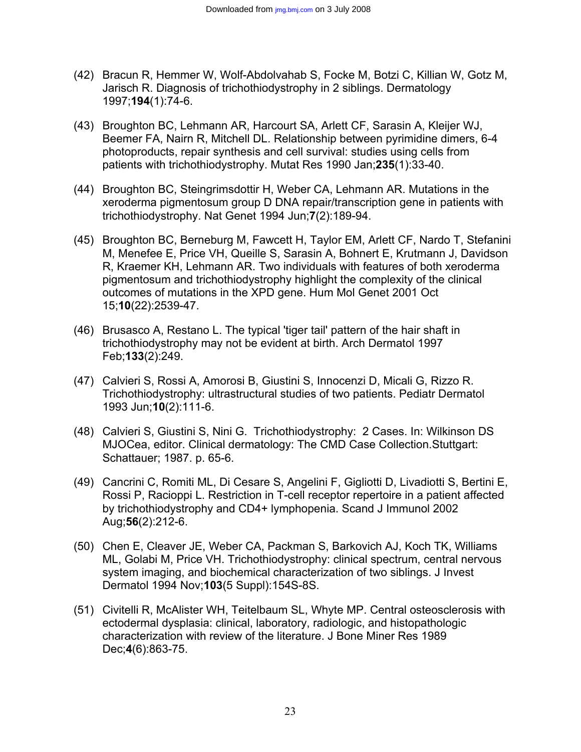(42) Bracun R, Hemmer W, Wolf-Abdolvahab S, Focke M, Botzi C, Killian W, Gotz M, Jarisch R. Diagnosis of trichothiodystrophy in 2 siblings. Dermatology 1997;**194**(1):74-6.

(43) Broughton BC, Lehmann AR, Harcourt SA, Arlett CF, Sarasin A, Kleijer WJ, Beemer FA, Nairn R, Mitchell DL. Relationship between pyrimidine dimers, 6-4 photoproducts, repair synthesis and cell survival: studies using cells from patients with trichothiodystrophy. Mutat Res 1990 Jan;**235**(1):33-40.

(44) Broughton BC, Steingrimsdottir H, Weber CA, Lehmann AR. Mutations in the xeroderma pigmentosum group D DNA repair/transcription gene in patients with trichothiodystrophy. Nat Genet 1994 Jun;**7**(2):189-94.

(45) Broughton BC, Berneburg M, Fawcett H, Taylor EM, Arlett CF, Nardo T, Stefanini M, Menefee E, Price VH, Queille S, Sarasin A, Bohnert E, Krutmann J, Davidson R, Kraemer KH, Lehmann AR. Two individuals with features of both xeroderma pigmentosum and trichothiodystrophy highlight the complexity of the clinical outcomes of mutations in the XPD gene. Hum Mol Genet 2001 Oct 15;**10**(22):2539-47.

(46) Brusasco A, Restano L. The typical 'tiger tail' pattern of the hair shaft in trichothiodystrophy may not be evident at birth. Arch Dermatol 1997 Feb;**133**(2):249.

(47) Calvieri S, Rossi A, Amorosi B, Giustini S, Innocenzi D, Micali G, Rizzo R. Trichothiodystrophy: ultrastructural studies of two patients. Pediatr Dermatol 1993 Jun;**10**(2):111-6.

(48) Calvieri S, Giustini S, Nini G. Trichothiodystrophy: 2 Cases. In: Wilkinson DS MJOCea, editor. Clinical dermatology: The CMD Case Collection.Stuttgart: Schattauer; 1987. p. 65-6.

(49) Cancrini C, Romiti ML, Di Cesare S, Angelini F, Gigliotti D, Livadiotti S, Bertini E, Rossi P, Racioppi L. Restriction in T-cell receptor repertoire in a patient affected by trichothiodystrophy and CD4+ lymphopenia. Scand J Immunol 2002 Aug;**56**(2):212-6.

(50) Chen E, Cleaver JE, Weber CA, Packman S, Barkovich AJ, Koch TK, Williams ML, Golabi M, Price VH. Trichothiodystrophy: clinical spectrum, central nervous system imaging, and biochemical characterization of two siblings. J Invest Dermatol 1994 Nov;**103**(5 Suppl):154S-8S.

(51) Civitelli R, McAlister WH, Teitelbaum SL, Whyte MP. Central osteosclerosis with ectodermal dysplasia: clinical, laboratory, radiologic, and histopathologic characterization with review of the literature. J Bone Miner Res 1989 Dec;**4**(6):863-75.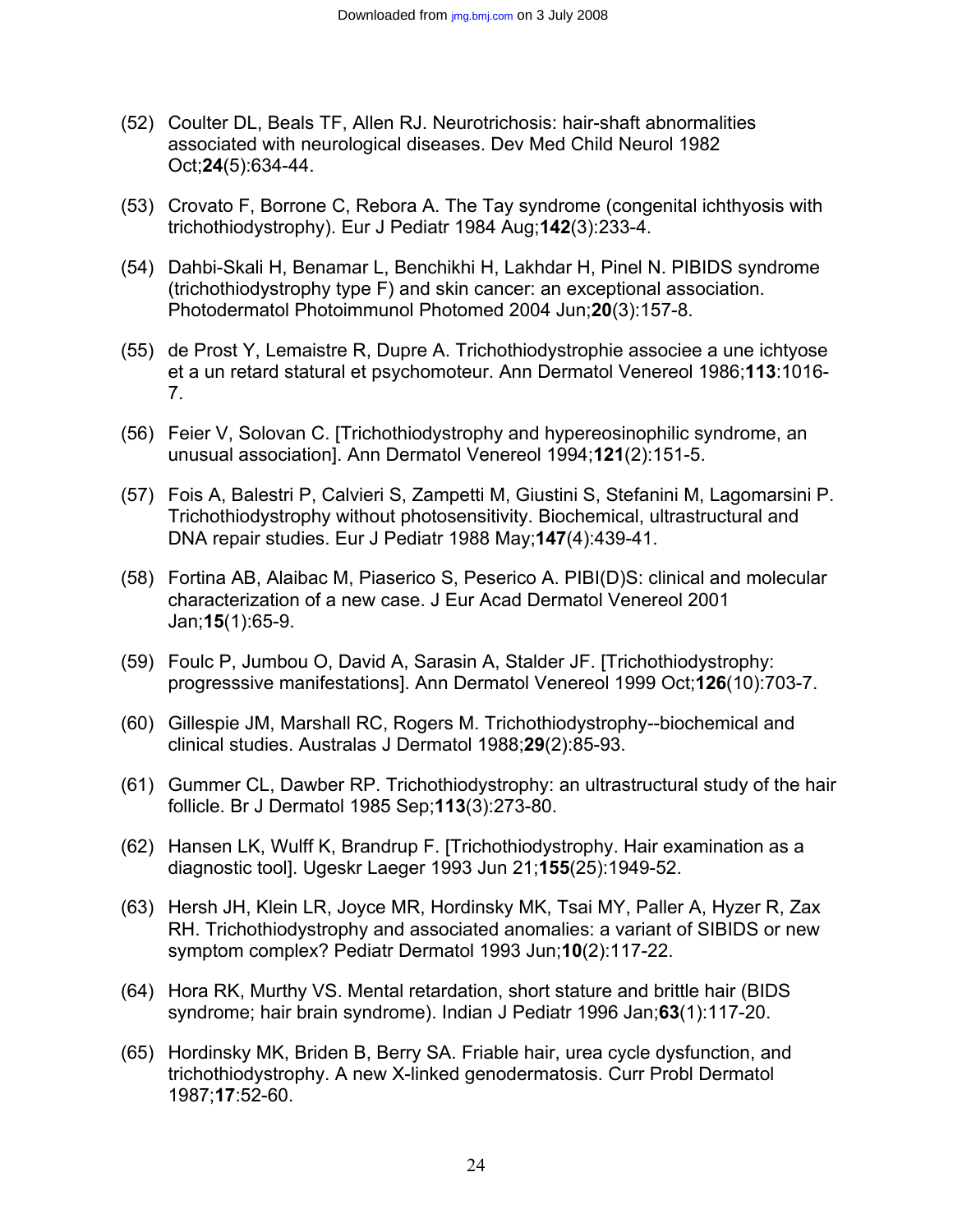(52) Coulter DL, Beals TF, Allen RJ. Neurotrichosis: hair-shaft abnormalities associated with neurological diseases. Dev Med Child Neurol 1982 Oct;**24**(5):634-44.

(53) Crovato F, Borrone C, Rebora A. The Tay syndrome (congenital ichthyosis with trichothiodystrophy). Eur J Pediatr 1984 Aug;**142**(3):233-4.

(54) Dahbi-Skali H, Benamar L, Benchikhi H, Lakhdar H, Pinel N. PIBIDS syndrome (trichothiodystrophy type F) and skin cancer: an exceptional association. Photodermatol Photoimmunol Photomed 2004 Jun;**20**(3):157-8.

(55) de Prost Y, Lemaistre R, Dupre A. Trichothiodystrophie associee a une ichtyose et a un retard statural et psychomoteur. Ann Dermatol Venereol 1986;**113**:1016-7.

(56) Feier V, Solovan C. [Trichothiodystrophy and hypereosinophilic syndrome, an unusual association]. Ann Dermatol Venereol 1994;**121**(2):151-5.

(57) Fois A, Balestri P, Calvieri S, Zampetti M, Giustini S, Stefanini M, Lagomarsini P. Trichothiodystrophy without photosensitivity. Biochemical, ultrastructural and DNA repair studies. Eur J Pediatr 1988 May;**147**(4):439-41.

(58) Fortina AB, Alaibac M, Piaserico S, Peserico A. PIBI(D)S: clinical and molecular characterization of a new case. J Eur Acad Dermatol Venereol 2001 Jan;**15**(1):65-9.

(59) Foulc P, Jumbou O, David A, Sarasin A, Stalder JF. [Trichothiodystrophy: progresssive manifestations]. Ann Dermatol Venereol 1999 Oct;**126**(10):703-7.

(60) Gillespie JM, Marshall RC, Rogers M. Trichothiodystrophy--biochemical and clinical studies. Australas J Dermatol 1988;**29**(2):85-93.

(61) Gummer CL, Dawber RP. Trichothiodystrophy: an ultrastructural study of the hair follicle. Br J Dermatol 1985 Sep;**113**(3):273-80.

(62) Hansen LK, Wulff K, Brandrup F. [Trichothiodystrophy. Hair examination as a diagnostic tool]. Ugeskr Laeger 1993 Jun 21;**155**(25):1949-52.

(63) Hersh JH, Klein LR, Joyce MR, Hordinsky MK, Tsai MY, Paller A, Hyzer R, Zax RH. Trichothiodystrophy and associated anomalies: a variant of SIBIDS or new symptom complex? Pediatr Dermatol 1993 Jun;**10**(2):117-22.

(64) Hora RK, Murthy VS. Mental retardation, short stature and brittle hair (BIDS syndrome; hair brain syndrome). Indian J Pediatr 1996 Jan;**63**(1):117-20.

(65) Hordinsky MK, Briden B, Berry SA. Friable hair, urea cycle dysfunction, and trichothiodystrophy. A new X-linked genodermatosis. Curr Probl Dermatol 1987;**17**:52-60.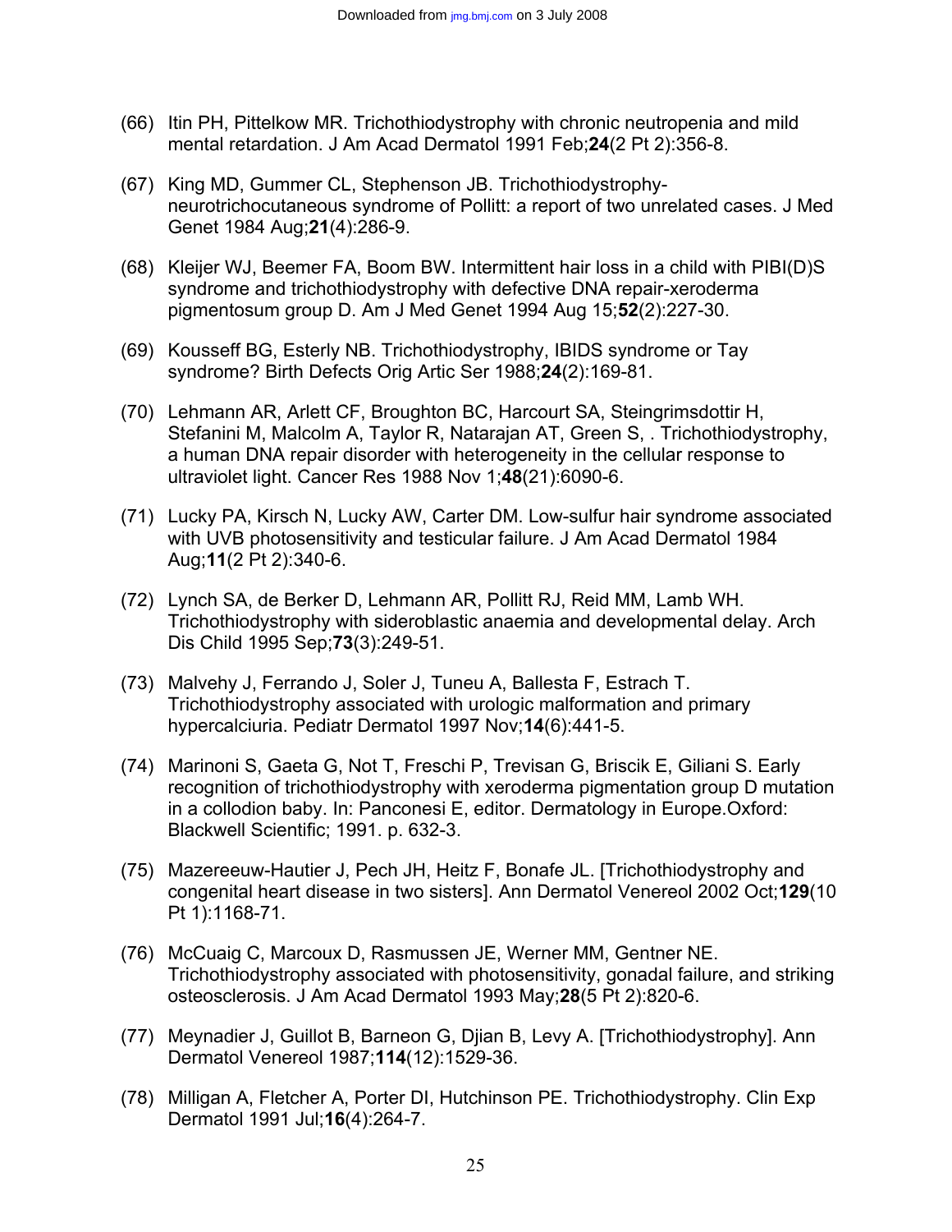(66) Itin PH, Pittelkow MR. Trichothiodystrophy with chronic neutropenia and mild mental retardation. J Am Acad Dermatol 1991 Feb;**24**(2 Pt 2):356-8.

(67) King MD, Gummer CL, Stephenson JB. Trichothiodystrophy-neurotrichocutaneous syndrome of Pollitt: a report of two unrelated cases. J Med Genet 1984 Aug;**21**(4):286-9.

(68) Kleijer WJ, Beemer FA, Boom BW. Intermittent hair loss in a child with PIBI(D)S syndrome and trichothiodystrophy with defective DNA repair-xeroderma pigmentosum group D. Am J Med Genet 1994 Aug 15;**52**(2):227-30.

(69) Kousseff BG, Esterly NB. Trichothiodystrophy, IBIDS syndrome or Tay syndrome? Birth Defects Orig Artic Ser 1988;**24**(2):169-81.

(70) Lehmann AR, Arlett CF, Broughton BC, Harcourt SA, Steingrimsdottir H, Stefanini M, Malcolm A, Taylor R, Natarajan AT, Green S, . Trichothiodystrophy, a human DNA repair disorder with heterogeneity in the cellular response to ultraviolet light. Cancer Res 1988 Nov 1;**48**(21):6090-6.

(71) Lucky PA, Kirsch N, Lucky AW, Carter DM. Low-sulfur hair syndrome associated with UVB photosensitivity and testicular failure. J Am Acad Dermatol 1984 Aug;**11**(2 Pt 2):340-6.

(72) Lynch SA, de Berker D, Lehmann AR, Pollitt RJ, Reid MM, Lamb WH. Trichothiodystrophy with sideroblastic anaemia and developmental delay. Arch Dis Child 1995 Sep;**73**(3):249-51.

(73) Malvehy J, Ferrando J, Soler J, Tuneu A, Ballesta F, Estrach T. Trichothiodystrophy associated with urologic malformation and primary hypercalciuria. Pediatr Dermatol 1997 Nov;**14**(6):441-5.

(74) Marinoni S, Gaeta G, Not T, Freschi P, Trevisan G, Briscik E, Giliani S. Early recognition of trichothiodystrophy with xeroderma pigmentation group D mutation in a collodion baby. In: Panconesi E, editor. Dermatology in Europe.Oxford: Blackwell Scientific; 1991. p. 632-3.

(75) Mazereeuw-Hautier J, Pech JH, Heitz F, Bonafe JL. [Trichothiodystrophy and congenital heart disease in two sisters]. Ann Dermatol Venereol 2002 Oct;**129**(10 Pt 1):1168-71.

(76) McCuaig C, Marcoux D, Rasmussen JE, Werner MM, Gentner NE. Trichothiodystrophy associated with photosensitivity, gonadal failure, and striking osteosclerosis. J Am Acad Dermatol 1993 May;**28**(5 Pt 2):820-6.

(77) Meynadier J, Guillot B, Barneon G, Djian B, Levy A. [Trichothiodystrophy]. Ann Dermatol Venereol 1987;**114**(12):1529-36.

(78) Milligan A, Fletcher A, Porter DI, Hutchinson PE. Trichothiodystrophy. Clin Exp Dermatol 1991 Jul;**16**(4):264-7.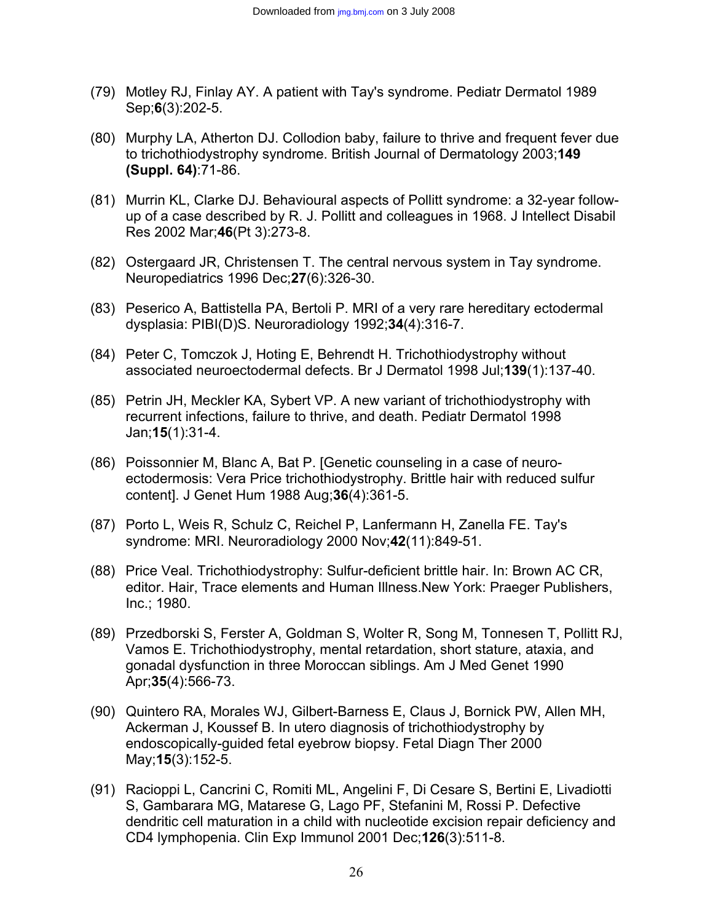(79) Motley RJ, Finlay AY. A patient with Tay's syndrome. Pediatr Dermatol 1989 Sep;**6**(3):202-5.

(80) Murphy LA, Atherton DJ. Collodion baby, failure to thrive and frequent fever due to trichothiodystrophy syndrome. British Journal of Dermatology 2003;**149 (Suppl. 64)**:71-86.

(81) Murrin KL, Clarke DJ. Behavioural aspects of Pollitt syndrome: a 32-year follow-up of a case described by R. J. Pollitt and colleagues in 1968. J Intellect Disabil Res 2002 Mar;**46**(Pt 3):273-8.

(82) Ostergaard JR, Christensen T. The central nervous system in Tay syndrome. Neuropediatrics 1996 Dec;**27**(6):326-30.

(83) Peserico A, Battistella PA, Bertoli P. MRI of a very rare hereditary ectodermal dysplasia: PIBI(D)S. Neuroradiology 1992;**34**(4):316-7.

(84) Peter C, Tomczok J, Hoting E, Behrendt H. Trichothiodystrophy without associated neuroectodermal defects. Br J Dermatol 1998 Jul;**139**(1):137-40.

(85) Petrin JH, Meckler KA, Sybert VP. A new variant of trichothiodystrophy with recurrent infections, failure to thrive, and death. Pediatr Dermatol 1998 Jan;**15**(1):31-4.

(86) Poissonnier M, Blanc A, Bat P. [Genetic counseling in a case of neuro-ectodermosis: Vera Price trichothiodystrophy. Brittle hair with reduced sulfur content]. J Genet Hum 1988 Aug;**36**(4):361-5.

(87) Porto L, Weis R, Schulz C, Reichel P, Lanfermann H, Zanella FE. Tay's syndrome: MRI. Neuroradiology 2000 Nov;**42**(11):849-51.

(88) Price Veal. Trichothiodystrophy: Sulfur-deficient brittle hair. In: Brown AC CR, editor. Hair, Trace elements and Human Illness.New York: Praeger Publishers, Inc.; 1980.

(89) Przedborski S, Ferster A, Goldman S, Wolter R, Song M, Tonnesen T, Pollitt RJ, Vamos E. Trichothiodystrophy, mental retardation, short stature, ataxia, and gonadal dysfunction in three Moroccan siblings. Am J Med Genet 1990 Apr;**35**(4):566-73.

(90) Quintero RA, Morales WJ, Gilbert-Barness E, Claus J, Bornick PW, Allen MH, Ackerman J, Koussef B. In utero diagnosis of trichothiodystrophy by endoscopically-guided fetal eyebrow biopsy. Fetal Diagn Ther 2000 May;**15**(3):152-5.

(91) Racioppi L, Cancrini C, Romiti ML, Angelini F, Di Cesare S, Bertini E, Livadiotti S, Gambarara MG, Matarese G, Lago PF, Stefanini M, Rossi P. Defective dendritic cell maturation in a child with nucleotide excision repair deficiency and CD4 lymphopenia. Clin Exp Immunol 2001 Dec;**126**(3):511-8.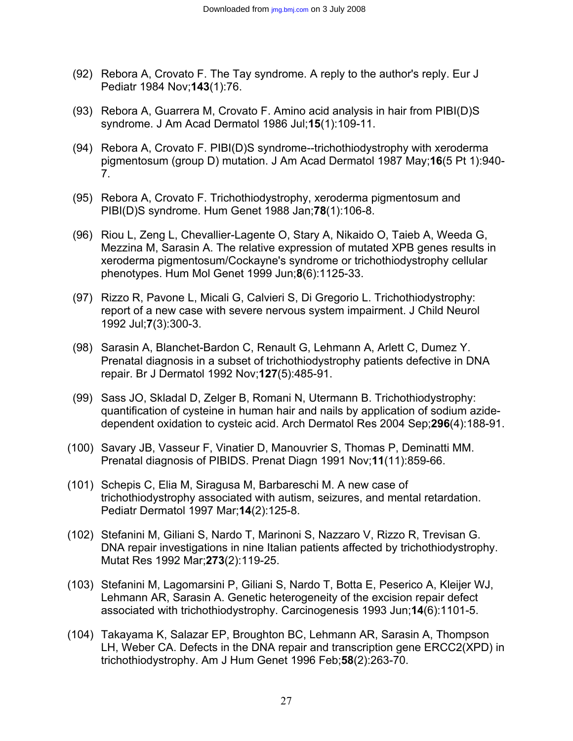(92) Rebora A, Crovato F. The Tay syndrome. A reply to the author's reply. Eur J Pediatr 1984 Nov;**143**(1):76.

(93) Rebora A, Guarrera M, Crovato F. Amino acid analysis in hair from PIBI(D)S syndrome. J Am Acad Dermatol 1986 Jul;**15**(1):109-11.

(94) Rebora A, Crovato F. PIBI(D)S syndrome--trichothiodystrophy with xeroderma pigmentosum (group D) mutation. J Am Acad Dermatol 1987 May;**16**(5 Pt 1):940-7.

(95) Rebora A, Crovato F. Trichothiodystrophy, xeroderma pigmentosum and PIBI(D)S syndrome. Hum Genet 1988 Jan;**78**(1):106-8.

(96) Riou L, Zeng L, Chevallier-Lagente O, Stary A, Nikaido O, Taieb A, Weeda G, Mezzina M, Sarasin A. The relative expression of mutated XPB genes results in xeroderma pigmentosum/Cockayne's syndrome or trichothiodystrophy cellular phenotypes. Hum Mol Genet 1999 Jun;**8**(6):1125-33.

(97) Rizzo R, Pavone L, Micali G, Calvieri S, Di Gregorio L. Trichothiodystrophy: report of a new case with severe nervous system impairment. J Child Neurol 1992 Jul;**7**(3):300-3.

(98) Sarasin A, Blanchet-Bardon C, Renault G, Lehmann A, Arlett C, Dumez Y. Prenatal diagnosis in a subset of trichothiodystrophy patients defective in DNA repair. Br J Dermatol 1992 Nov;**127**(5):485-91.

(99) Sass JO, Skladal D, Zelger B, Romani N, Utermann B. Trichothiodystrophy: quantification of cysteine in human hair and nails by application of sodium azide-dependent oxidation to cysteic acid. Arch Dermatol Res 2004 Sep;**296**(4):188-91.

(100) Savary JB, Vasseur F, Vinatier D, Manouvrier S, Thomas P, Deminatti MM. Prenatal diagnosis of PIBIDS. Prenat Diagn 1991 Nov;**11**(11):859-66.

(101) Schepis C, Elia M, Siragusa M, Barbareschi M. A new case of trichothiodystrophy associated with autism, seizures, and mental retardation. Pediatr Dermatol 1997 Mar;**14**(2):125-8.

(102) Stefanini M, Giliani S, Nardo T, Marinoni S, Nazzaro V, Rizzo R, Trevisan G. DNA repair investigations in nine Italian patients affected by trichothiodystrophy. Mutat Res 1992 Mar;**273**(2):119-25.

(103) Stefanini M, Lagomarsini P, Giliani S, Nardo T, Botta E, Peserico A, Kleijer WJ, Lehmann AR, Sarasin A. Genetic heterogeneity of the excision repair defect associated with trichothiodystrophy. Carcinogenesis 1993 Jun;**14**(6):1101-5.

(104) Takayama K, Salazar EP, Broughton BC, Lehmann AR, Sarasin A, Thompson LH, Weber CA. Defects in the DNA repair and transcription gene ERCC2(XPD) in trichothiodystrophy. Am J Hum Genet 1996 Feb;**58**(2):263-70.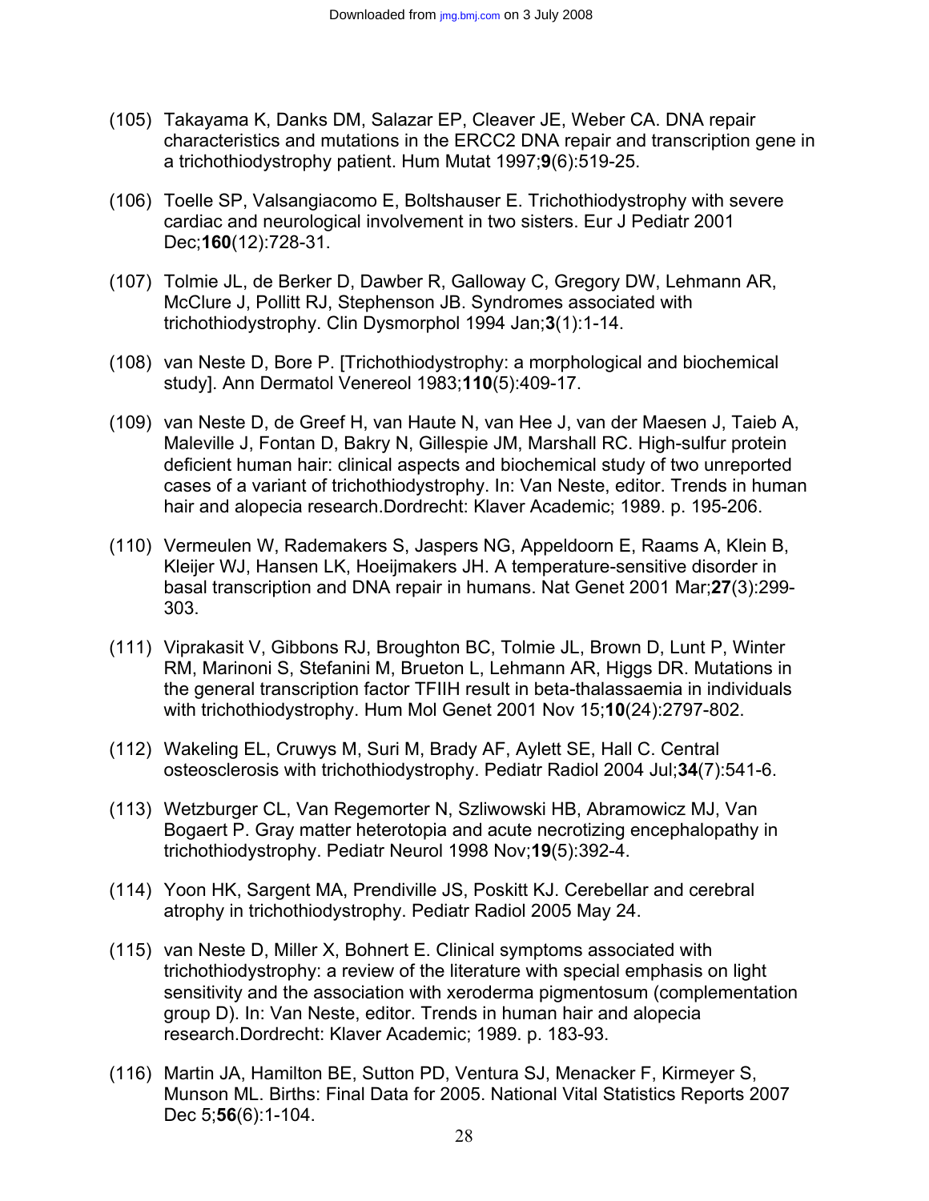(105) Takayama K, Danks DM, Salazar EP, Cleaver JE, Weber CA. DNA repair characteristics and mutations in the ERCC2 DNA repair and transcription gene in a trichothiodystrophy patient. Hum Mutat 1997;**9**(6):519-25.

(106) Toelle SP, Valsangiacomo E, Boltshauser E. Trichothiodystrophy with severe cardiac and neurological involvement in two sisters. Eur J Pediatr 2001 Dec;**160**(12):728-31.

(107) Tolmie JL, de Berker D, Dawber R, Galloway C, Gregory DW, Lehmann AR, McClure J, Pollitt RJ, Stephenson JB. Syndromes associated with trichothiodystrophy. Clin Dysmorphol 1994 Jan;**3**(1):1-14.

(108) van Neste D, Bore P. [Trichothiodystrophy: a morphological and biochemical study]. Ann Dermatol Venereol 1983;**110**(5):409-17.

(109) van Neste D, de Greef H, van Haute N, van Hee J, van der Maesen J, Taieb A, Maleville J, Fontan D, Bakry N, Gillespie JM, Marshall RC. High-sulfur protein deficient human hair: clinical aspects and biochemical study of two unreported cases of a variant of trichothiodystrophy. In: Van Neste, editor. Trends in human hair and alopecia research.Dordrecht: Klaver Academic; 1989. p. 195-206.

(110) Vermeulen W, Rademakers S, Jaspers NG, Appeldoorn E, Raams A, Klein B, Kleijer WJ, Hansen LK, Hoeijmakers JH. A temperature-sensitive disorder in basal transcription and DNA repair in humans. Nat Genet 2001 Mar;**27**(3):299-303.

(111) Viprakasit V, Gibbons RJ, Broughton BC, Tolmie JL, Brown D, Lunt P, Winter RM, Marinoni S, Stefanini M, Brueton L, Lehmann AR, Higgs DR. Mutations in the general transcription factor TFIIH result in beta-thalassaemia in individuals with trichothiodystrophy. Hum Mol Genet 2001 Nov 15;**10**(24):2797-802.

(112) Wakeling EL, Cruwys M, Suri M, Brady AF, Aylett SE, Hall C. Central osteosclerosis with trichothiodystrophy. Pediatr Radiol 2004 Jul;**34**(7):541-6.

(113) Wetzburger CL, Van Regemorter N, Szliwowski HB, Abramowicz MJ, Van Bogaert P. Gray matter heterotopia and acute necrotizing encephalopathy in trichothiodystrophy. Pediatr Neurol 1998 Nov;**19**(5):392-4.

(114) Yoon HK, Sargent MA, Prendiville JS, Poskitt KJ. Cerebellar and cerebral atrophy in trichothiodystrophy. Pediatr Radiol 2005 May 24.

(115) van Neste D, Miller X, Bohnert E. Clinical symptoms associated with trichothiodystrophy: a review of the literature with special emphasis on light sensitivity and the association with xeroderma pigmentosum (complementation group D). In: Van Neste, editor. Trends in human hair and alopecia research.Dordrecht: Klaver Academic; 1989. p. 183-93.

(116) Martin JA, Hamilton BE, Sutton PD, Ventura SJ, Menacker F, Kirmeyer S, Munson ML. Births: Final Data for 2005. National Vital Statistics Reports 2007 Dec 5;**56**(6):1-104.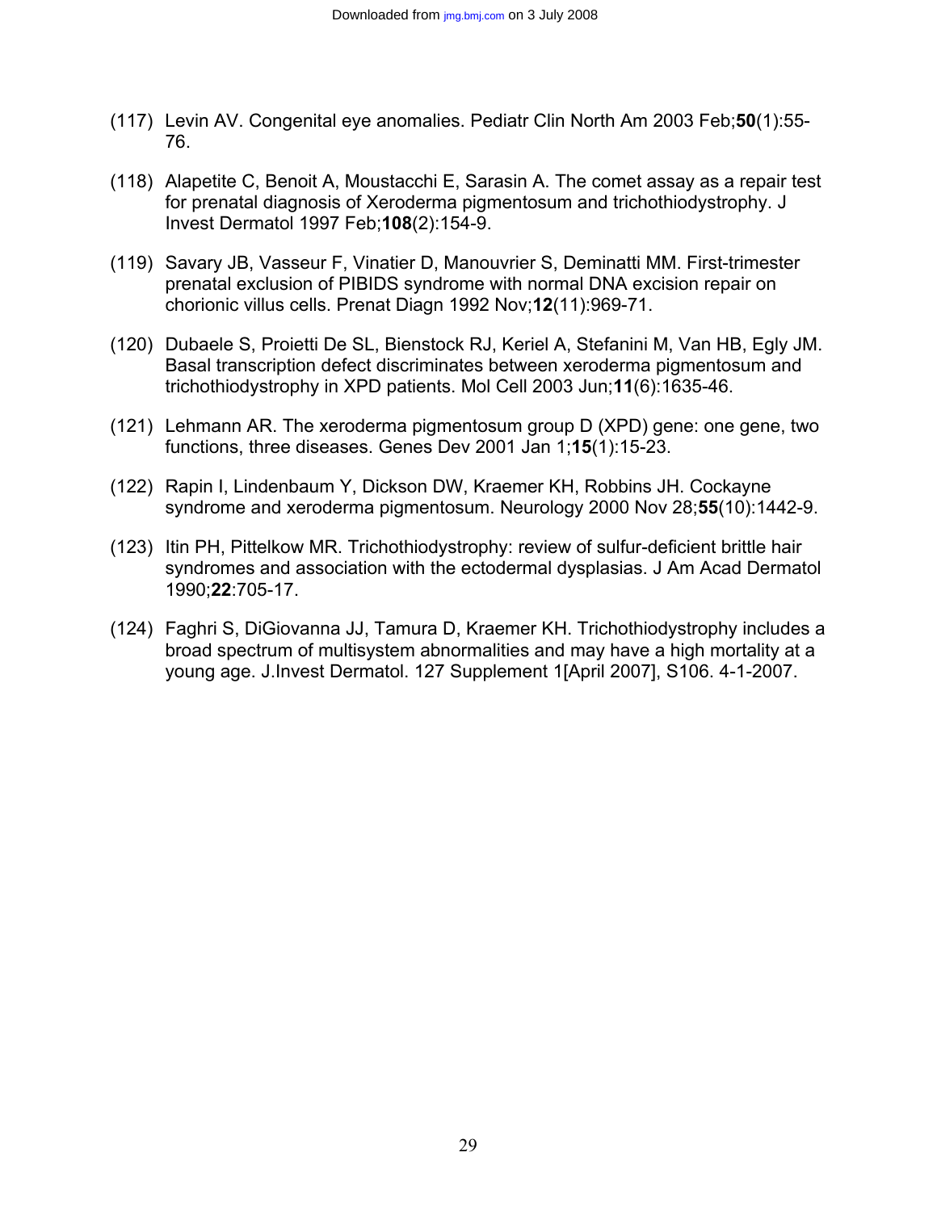(117) Levin AV. Congenital eye anomalies. Pediatr Clin North Am 2003 Feb;**50**(1):55-76.

(118) Alapetite C, Benoit A, Moustacchi E, Sarasin A. The comet assay as a repair test for prenatal diagnosis of Xeroderma pigmentosum and trichothiodystrophy. J Invest Dermatol 1997 Feb;**108**(2):154-9.

(119) Savary JB, Vasseur F, Vinatier D, Manouvrier S, Deminatti MM. First-trimester prenatal exclusion of PIBIDS syndrome with normal DNA excision repair on chorionic villus cells. Prenat Diagn 1992 Nov;**12**(11):969-71.

(120) Dubaele S, Proietti De SL, Bienstock RJ, Keriel A, Stefanini M, Van HB, Egly JM. Basal transcription defect discriminates between xeroderma pigmentosum and trichothiodystrophy in XPD patients. Mol Cell 2003 Jun;**11**(6):1635-46.

(121) Lehmann AR. The xeroderma pigmentosum group D (XPD) gene: one gene, two functions, three diseases. Genes Dev 2001 Jan 1;**15**(1):15-23.

(122) Rapin I, Lindenbaum Y, Dickson DW, Kraemer KH, Robbins JH. Cockayne syndrome and xeroderma pigmentosum. Neurology 2000 Nov 28;**55**(10):1442-9.

(123) Itin PH, Pittelkow MR. Trichothiodystrophy: review of sulfur-deficient brittle hair syndromes and association with the ectodermal dysplasias. J Am Acad Dermatol 1990;**22**:705-17.

(124) Faghri S, DiGiovanna JJ, Tamura D, Kraemer KH. Trichothiodystrophy includes a broad spectrum of multisystem abnormalities and may have a high mortality at a young age. J.Invest Dermatol. 127 Supplement 1[April 2007], S106. 4-1-2007.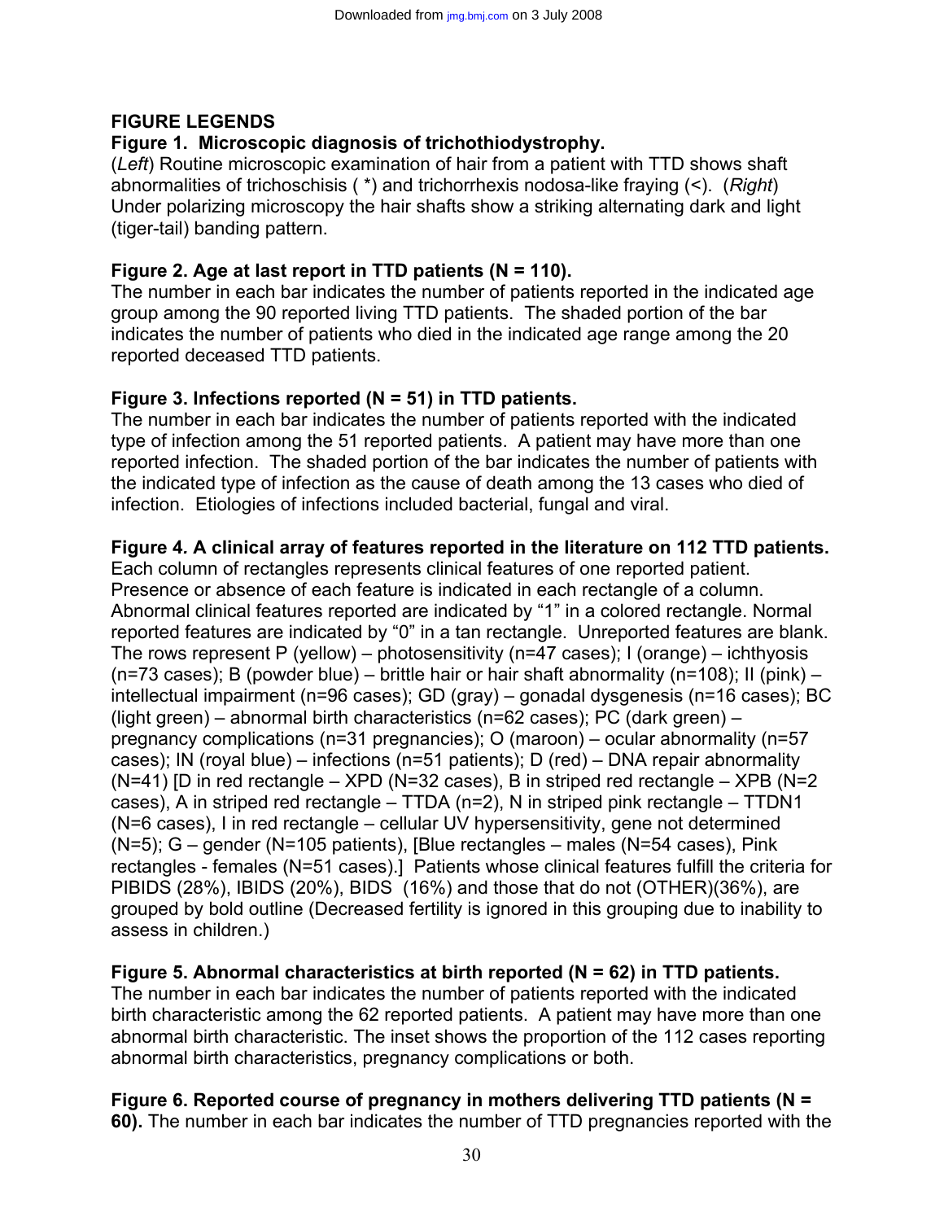## FIGURE LEGENDS

### Figure 1. Microscopic diagnosis of trichothiodystrophy.

(*Left*) Routine microscopic examination of hair from a patient with TTD shows shaft abnormalities of trichoschisis ( *) and trichorrhexis nodosa-like fraying (<). (*Right*) Under polarizing microscopy the hair shafts show a striking alternating dark and light (tiger-tail) banding pattern.

### Figure 2. Age at last report in TTD patients (N = 110).

The number in each bar indicates the number of patients reported in the indicated age group among the 90 reported living TTD patients. The shaded portion of the bar indicates the number of patients who died in the indicated age range among the 20 reported deceased TTD patients.

### Figure 3. Infections reported (N = 51) in TTD patients.

The number in each bar indicates the number of patients reported with the indicated type of infection among the 51 reported patients. A patient may have more than one reported infection. The shaded portion of the bar indicates the number of patients with the indicated type of infection as the cause of death among the 13 cases who died of infection. Etiologies of infections included bacterial, fungal and viral.

### Figure 4. A clinical array of features reported in the literature on 112 TTD patients.

Each column of rectangles represents clinical features of one reported patient. Presence or absence of each feature is indicated in each rectangle of a column. Abnormal clinical features reported are indicated by "1" in a colored rectangle. Normal reported features are indicated by "0" in a tan rectangle. Unreported features are blank. The rows represent P (yellow) – photosensitivity (n=47 cases); I (orange) – ichthyosis (n=73 cases); B (powder blue) – brittle hair or hair shaft abnormality (n=108); II (pink) – intellectual impairment (n=96 cases); GD (gray) – gonadal dysgenesis (n=16 cases); BC (light green) – abnormal birth characteristics (n=62 cases); PC (dark green) – pregnancy complications (n=31 pregnancies); O (maroon) – ocular abnormality (n=57 cases); IN (royal blue) – infections (n=51 patients); D (red) – DNA repair abnormality (N=41) [D in red rectangle – XPD (N=32 cases), B in striped red rectangle – XPB (N=2 cases), A in striped red rectangle – TTDA (n=2), N in striped pink rectangle – TTDN1 (N=6 cases), I in red rectangle – cellular UV hypersensitivity, gene not determined (N=5); G – gender (N=105 patients), [Blue rectangles – males (N=54 cases), Pink rectangles - females (N=51 cases).] Patients whose clinical features fulfill the criteria for PIBIDS (28%), IBIDS (20%), BIDS (16%) and those that do not (OTHER)(36%), are grouped by bold outline (Decreased fertility is ignored in this grouping due to inability to assess in children.)

### Figure 5. Abnormal characteristics at birth reported (N = 62) in TTD patients.

The number in each bar indicates the number of patients reported with the indicated birth characteristic among the 62 reported patients. A patient may have more than one abnormal birth characteristic. The inset shows the proportion of the 112 cases reporting abnormal birth characteristics, pregnancy complications or both.

**Figure 6. Reported course of pregnancy in mothers delivering TTD patients (N = 60).** The number in each bar indicates the number of TTD pregnancies reported with the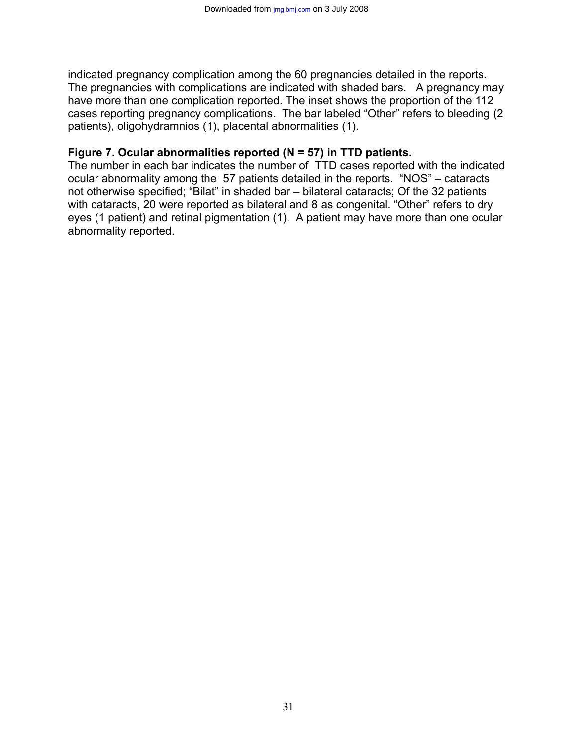indicated pregnancy complication among the 60 pregnancies detailed in the reports. The pregnancies with complications are indicated with shaded bars. A pregnancy may have more than one complication reported. The inset shows the proportion of the 112 cases reporting pregnancy complications. The bar labeled "Other" refers to bleeding (2 patients), oligohydramnios (1), placental abnormalities (1).

**Figure 7. Ocular abnormalities reported (N = 57) in TTD patients.**
The number in each bar indicates the number of TTD cases reported with the indicated ocular abnormality among the 57 patients detailed in the reports. "NOS" – cataracts not otherwise specified; "Bilat" in shaded bar – bilateral cataracts; Of the 32 patients with cataracts, 20 were reported as bilateral and 8 as congenital. "Other" refers to dry eyes (1 patient) and retinal pigmentation (1). A patient may have more than one ocular abnormality reported.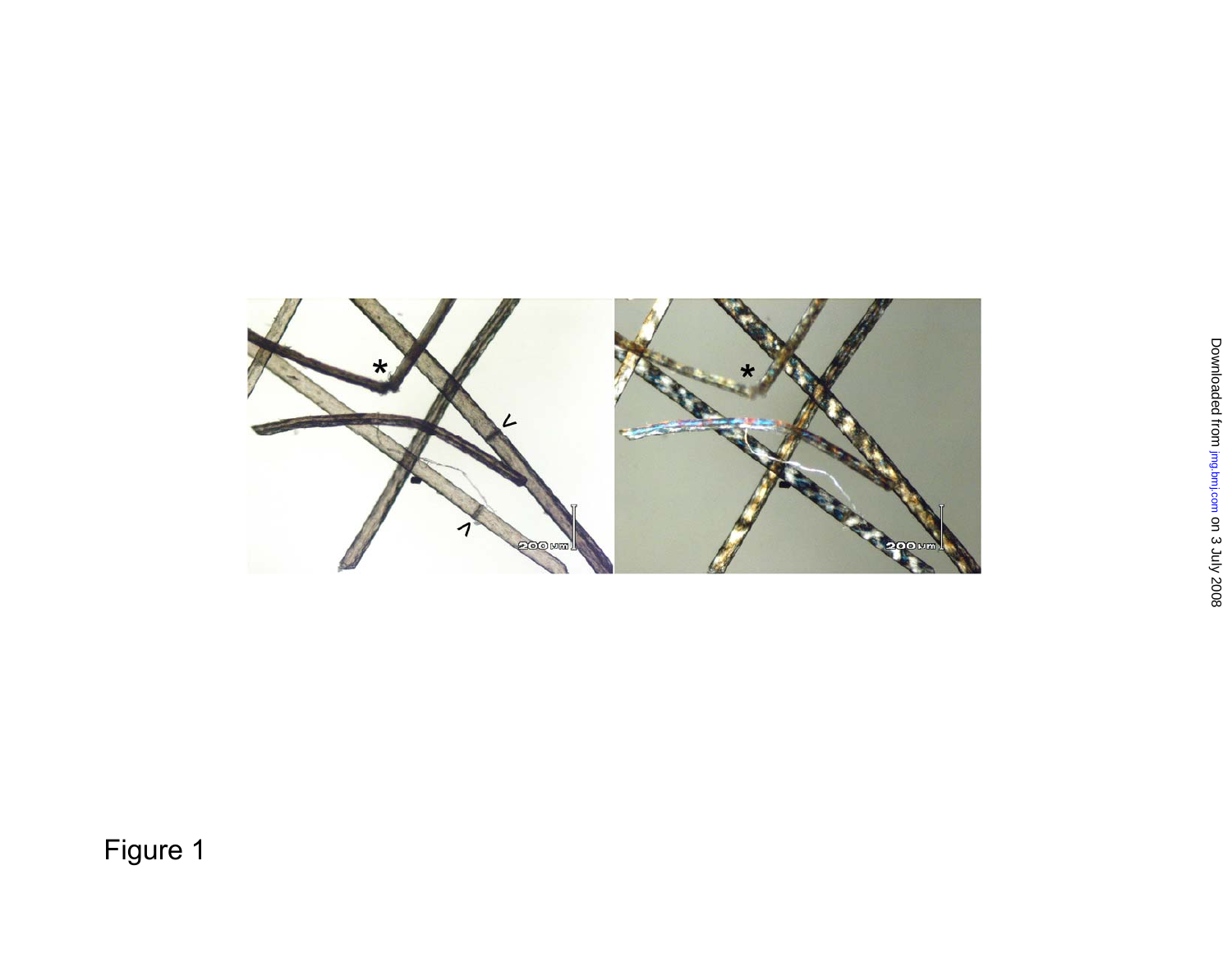Figure 1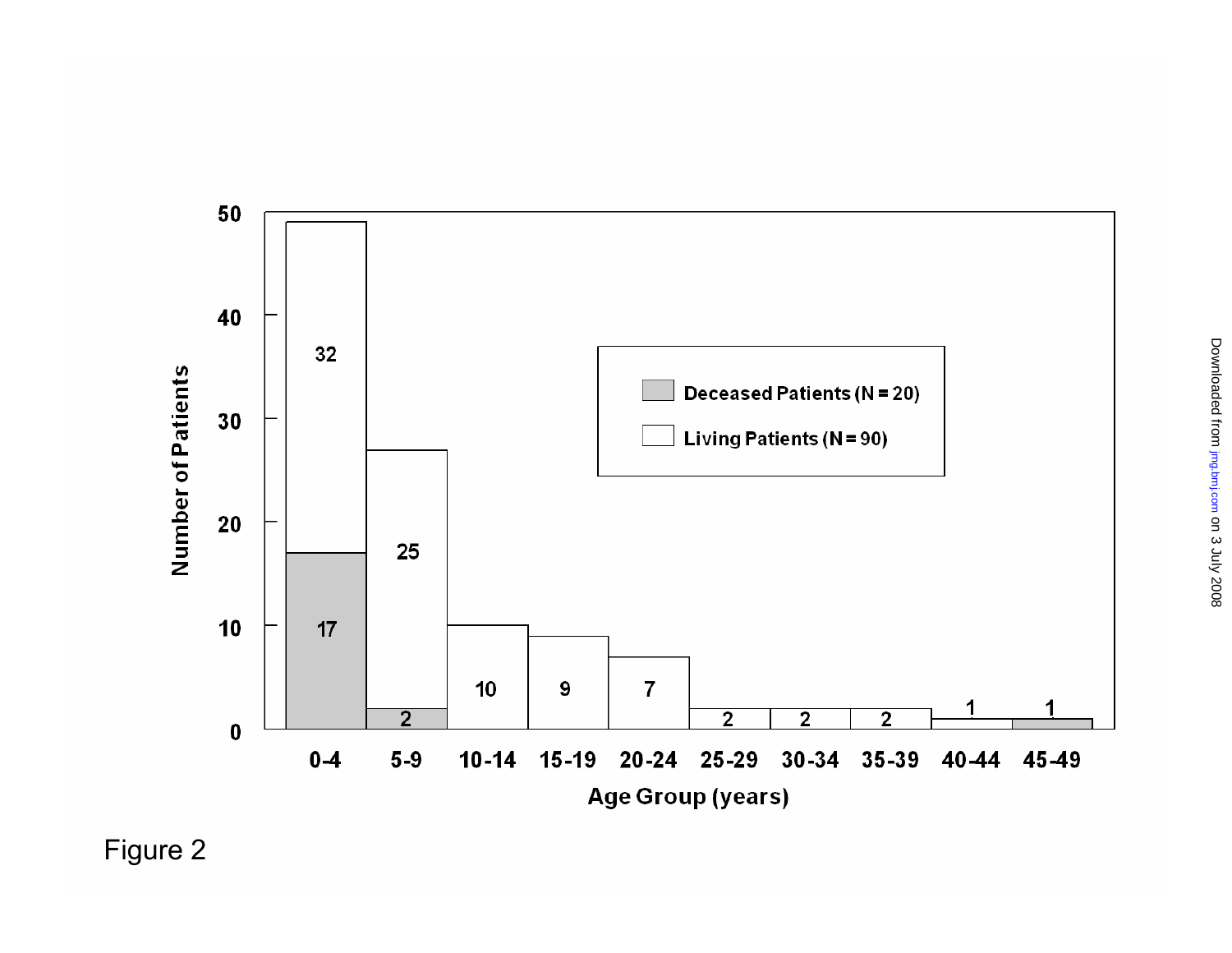Figure 2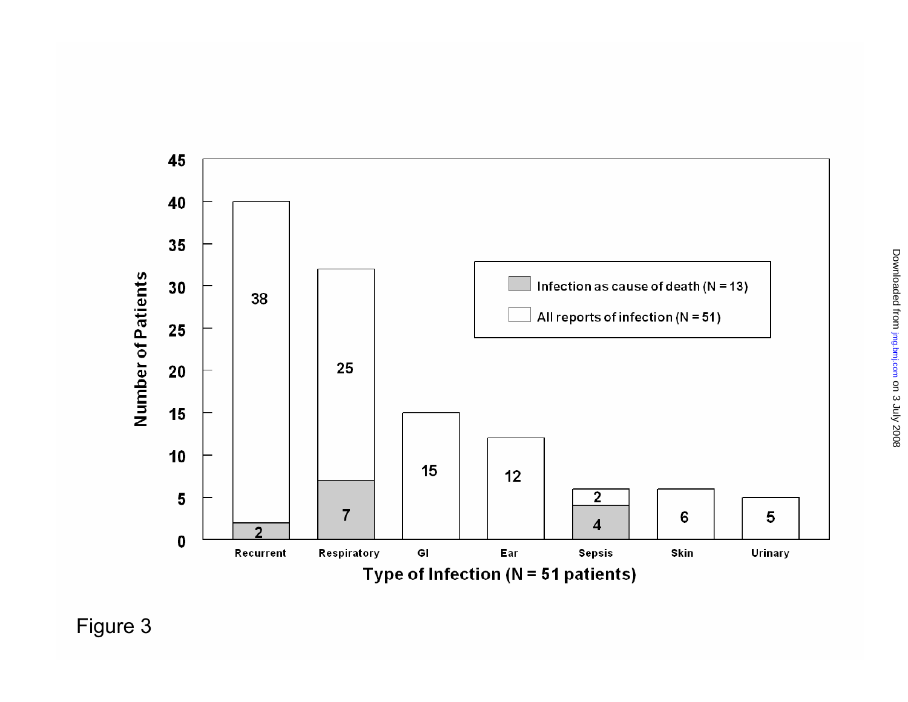Figure 3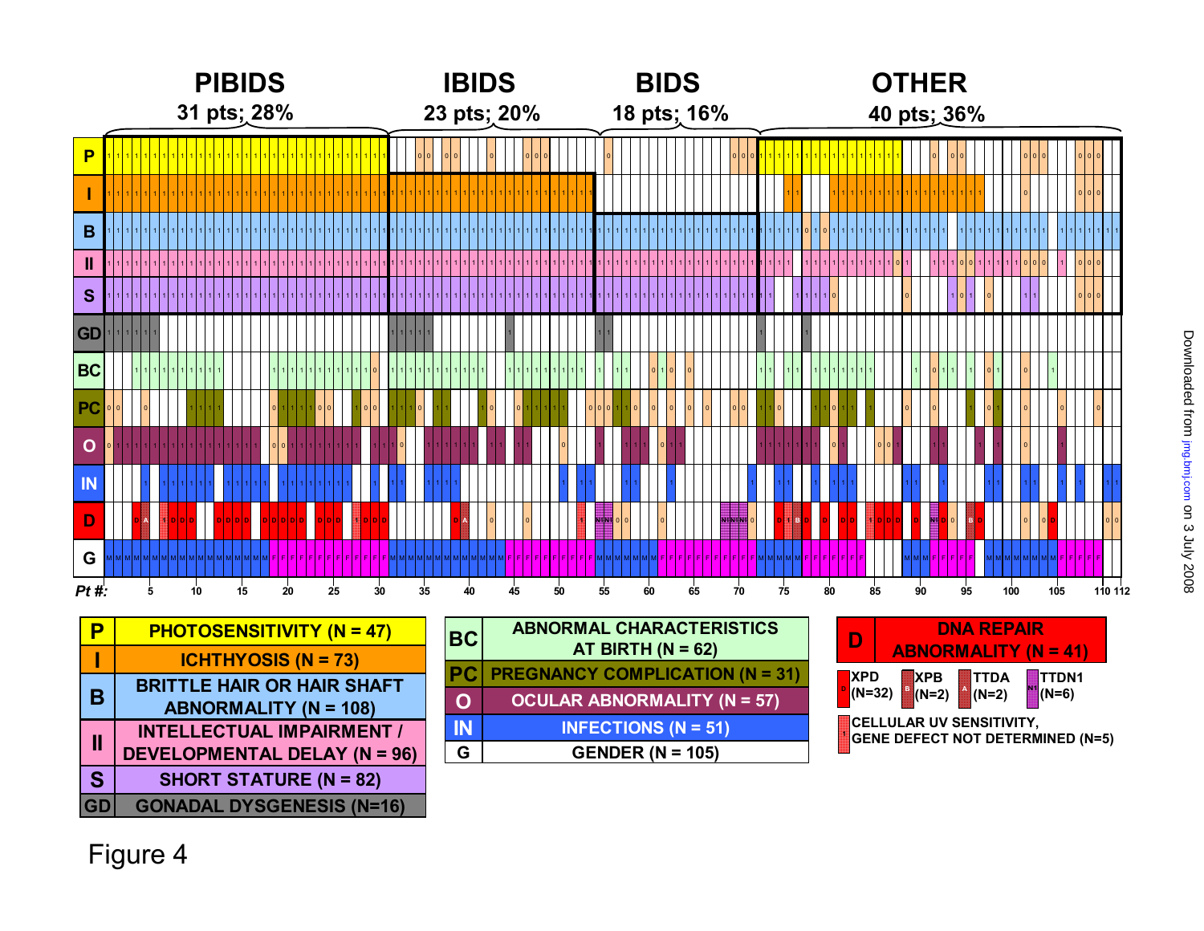# PIBIDS — 31 pts; 28%

# IBIDS — 23 pts; 20%

# BIDS — 18 pts; 16%

# OTHER — 40 pts; 36%

| Code | Feature |
|---|---|
| P | PHOTOSENSITIVITY (N = 47) |
| I | ICHTHYOSIS (N = 73) |
| B | BRITTLE HAIR OR HAIR SHAFT ABNORMALITY (N = 108) |
| II | INTELLECTUAL IMPAIRMENT / DEVELOPMENTAL DELAY (N = 96) |
| S | SHORT STATURE (N = 82) |
| GD | GONADAL DYSGENESIS (N=16) |
| BC | ABNORMAL CHARACTERISTICS AT BIRTH (N = 62) |
| PC | PREGNANCY COMPLICATION (N = 31) |
| O | OCULAR ABNORMALITY (N = 57) |
| IN | INFECTIONS (N = 51) |
| G | GENDER (N = 105) |
| D | DNA REPAIR ABNORMALITY (N = 41) |

DNA repair abnormality key:

- XPD (N=32)
- XPB (N=2)
- TTDA (N=2)
- TTDN1 (N=6)
- CELLULAR UV SENSITIVITY, GENE DEFECT NOT DETERMINED (N=5)

Pt #: 5, 10, 15, 20, 25, 30, 35, 40, 45, 50, 55, 60, 65, 70, 75, 80, 85, 90, 95, 100, 105, 110, 112

Figure 4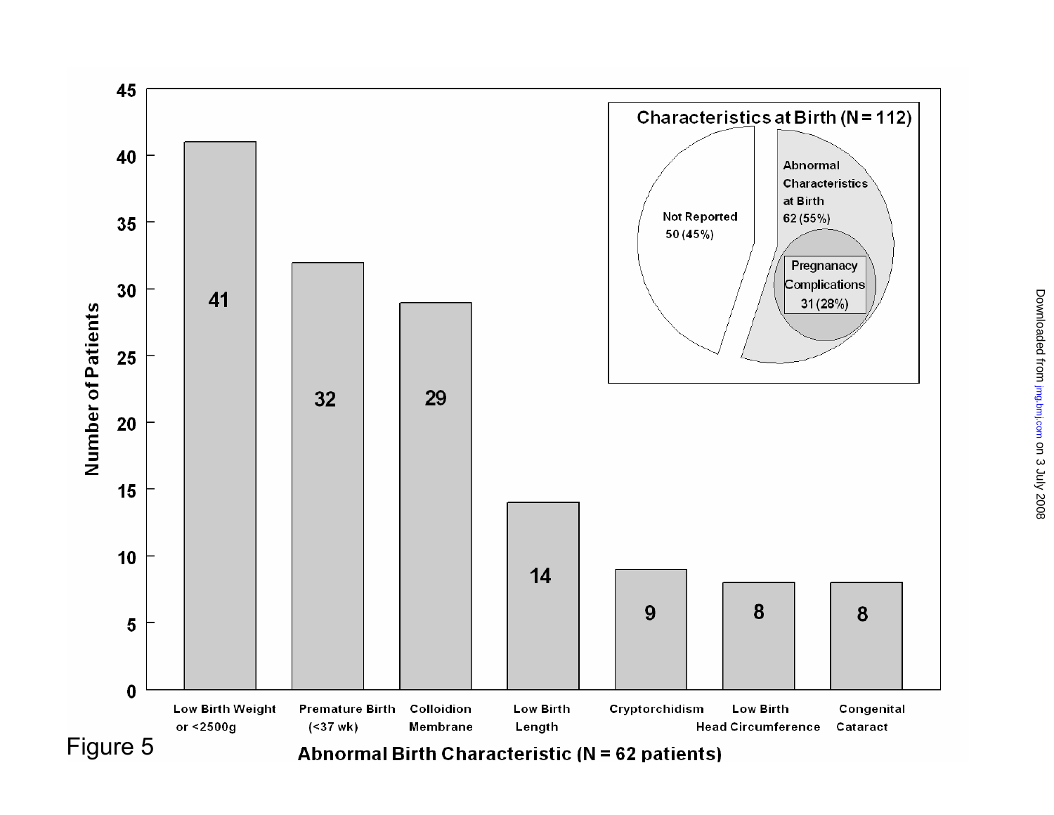**Characteristics at Birth (N = 112)**

- Not Reported 50 (45%)
- Abnormal Characteristics at Birth 62 (55%)
  - Pregnanacy Complications 31 (28%)

**Abnormal Birth Characteristic (N = 62 patients)**

| Abnormal Birth Characteristic | Number of Patients |
| --- | --- |
| Low Birth Weight or <2500g | 41 |
| Premature Birth (<37 wk) | 32 |
| Colloidion Membrane | 29 |
| Low Birth Length | 14 |
| Cryptorchidism | 9 |
| Low Birth Head Circumference | 8 |
| Congenital Cataract | 8 |

Figure 5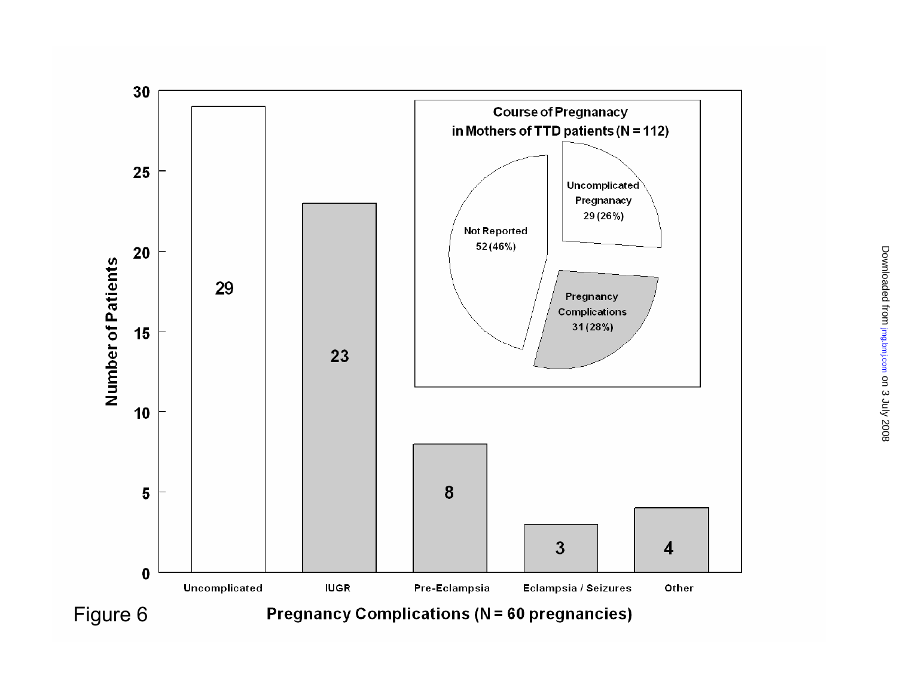| Pregnancy Complications (N = 60 pregnancies) | Number of Patients |
| --- | --- |
| Uncomplicated | 29 |
| IUGR | 23 |
| Pre-Eclampsia | 8 |
| Eclampsia / Seizures | 3 |
| Other | 4 |

**Course of Pregnanacy in Mothers of TTD patients (N = 112)**

| Course of Pregnancy | Number (%) |
| --- | --- |
| Uncomplicated Pregnanacy | 29 (26%) |
| Pregnancy Complications | 31 (28%) |
| Not Reported | 52 (46%) |

Figure 6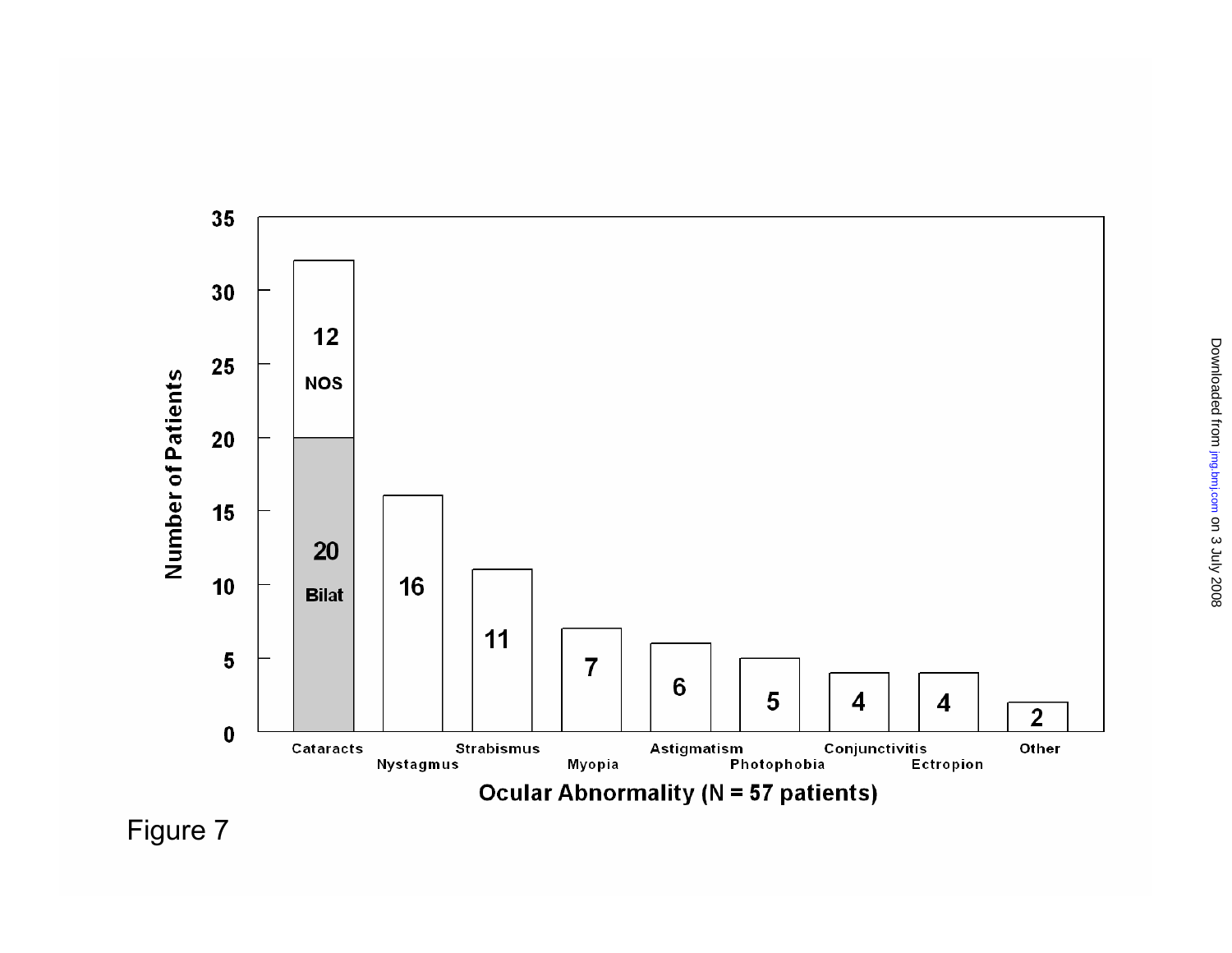Number of Patients

35
30
25
20
15
10
5
0

12
NOS

20
Bilat

16

11

7

6

5

4

4

2

Cataracts
Nystagmus
Strabismus
Myopia
Astigmatism
Photophobia
Conjunctivitis
Ectropion
Other

Ocular Abnormality (N = 57 patients)

Figure 7